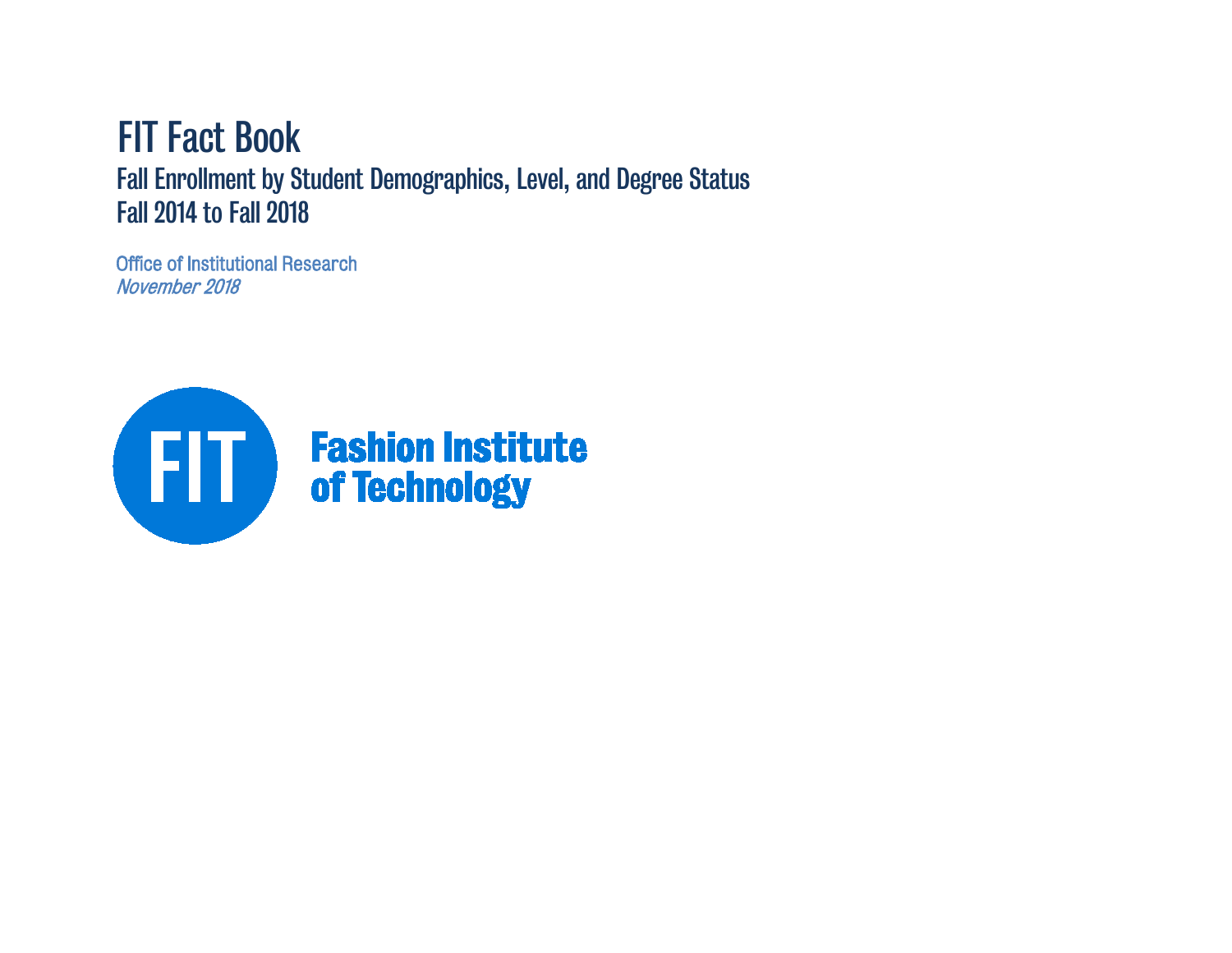# FIT Fact Book

## Fall Enrollment by Student Demographics, Level, and Degree Status
## Fall 2014 to Fall 2018

Office of Institutional Research
*November 2018*

FIT Fashion Institute of Technology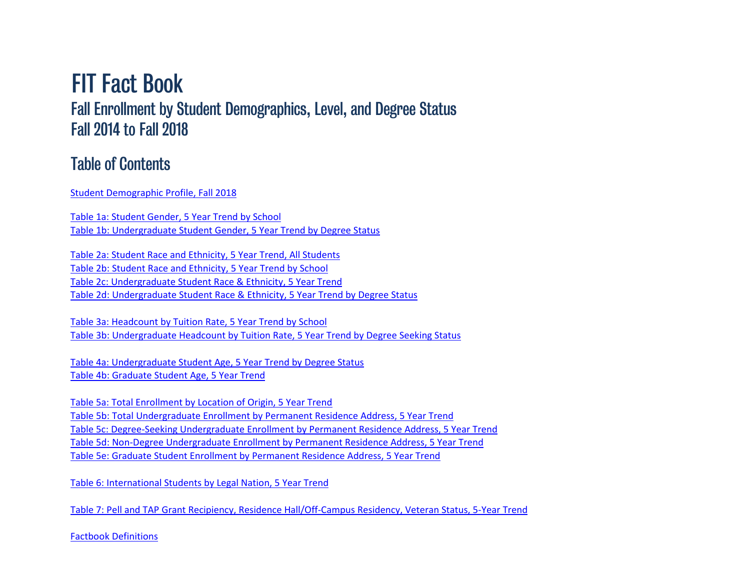# FIT Fact Book

## Fall Enrollment by Student Demographics, Level, and Degree Status
## Fall 2014 to Fall 2018

## Table of Contents

Student Demographic Profile, Fall 2018

Table 1a: Student Gender, 5 Year Trend by School
Table 1b: Undergraduate Student Gender, 5 Year Trend by Degree Status

Table 2a: Student Race and Ethnicity, 5 Year Trend, All Students
Table 2b: Student Race and Ethnicity, 5 Year Trend by School
Table 2c: Undergraduate Student Race & Ethnicity, 5 Year Trend
Table 2d: Undergraduate Student Race & Ethnicity, 5 Year Trend by Degree Status

Table 3a: Headcount by Tuition Rate, 5 Year Trend by School
Table 3b: Undergraduate Headcount by Tuition Rate, 5 Year Trend by Degree Seeking Status

Table 4a: Undergraduate Student Age, 5 Year Trend by Degree Status
Table 4b: Graduate Student Age, 5 Year Trend

Table 5a: Total Enrollment by Location of Origin, 5 Year Trend
Table 5b: Total Undergraduate Enrollment by Permanent Residence Address, 5 Year Trend
Table 5c: Degree-Seeking Undergraduate Enrollment by Permanent Residence Address, 5 Year Trend
Table 5d: Non-Degree Undergraduate Enrollment by Permanent Residence Address, 5 Year Trend
Table 5e: Graduate Student Enrollment by Permanent Residence Address, 5 Year Trend

Table 6: International Students by Legal Nation, 5 Year Trend

Table 7: Pell and TAP Grant Recipiency, Residence Hall/Off-Campus Residency, Veteran Status, 5-Year Trend

Factbook Definitions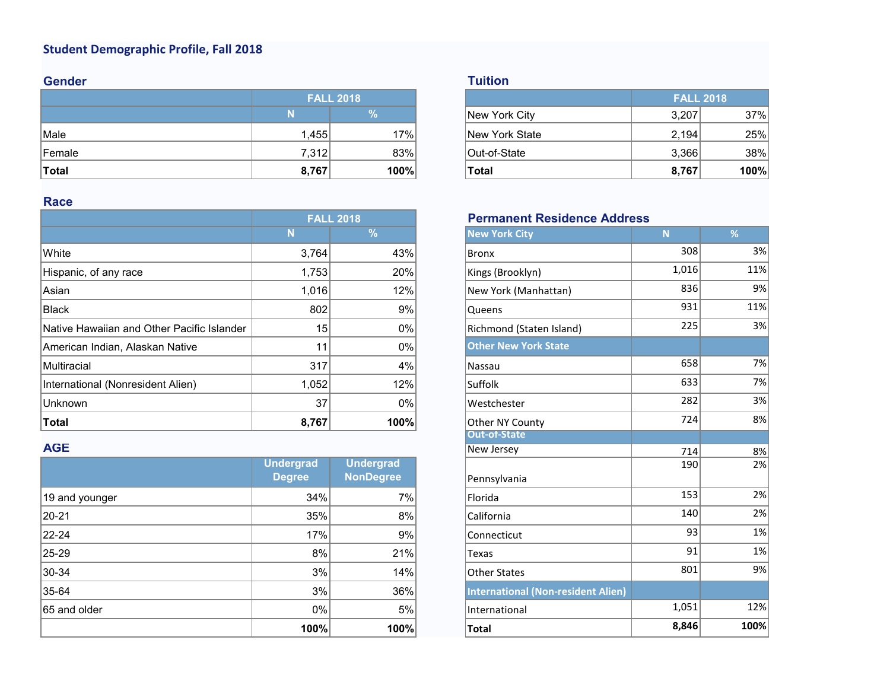## Student Demographic Profile, Fall 2018

### Gender

| | FALL 2018 | |
|---|---|---|
| | N | % |
| Male | 1,455 | 17% |
| Female | 7,312 | 83% |
| **Total** | **8,767** | **100%** |

### Race

| | FALL 2018 | |
|---|---|---|
| | N | % |
| White | 3,764 | 43% |
| Hispanic, of any race | 1,753 | 20% |
| Asian | 1,016 | 12% |
| Black | 802 | 9% |
| Native Hawaiian and Other Pacific Islander | 15 | 0% |
| American Indian, Alaskan Native | 11 | 0% |
| Multiracial | 317 | 4% |
| International (Nonresident Alien) | 1,052 | 12% |
| Unknown | 37 | 0% |
| **Total** | **8,767** | **100%** |

### AGE

| | Undergrad Degree | Undergrad NonDegree |
|---|---|---|
| 19 and younger | 34% | 7% |
| 20-21 | 35% | 8% |
| 22-24 | 17% | 9% |
| 25-29 | 8% | 21% |
| 30-34 | 3% | 14% |
| 35-64 | 3% | 36% |
| 65 and older | 0% | 5% |
| | **100%** | **100%** |

### Tuition

| | FALL 2018 | |
|---|---|---|
| New York City | 3,207 | 37% |
| New York State | 2,194 | 25% |
| Out-of-State | 3,366 | 38% |
| **Total** | **8,767** | **100%** |

### Permanent Residence Address

| New York City | N | % |
|---|---|---|
| Bronx | 308 | 3% |
| Kings (Brooklyn) | 1,016 | 11% |
| New York (Manhattan) | 836 | 9% |
| Queens | 931 | 11% |
| Richmond (Staten Island) | 225 | 3% |
| **Other New York State** | | |
| Nassau | 658 | 7% |
| Suffolk | 633 | 7% |
| Westchester | 282 | 3% |
| Other NY County | 724 | 8% |
| **Out-of-State** | | |
| New Jersey | 714 | 8% |
| Pennsylvania | 190 | 2% |
| Florida | 153 | 2% |
| California | 140 | 2% |
| Connecticut | 93 | 1% |
| Texas | 91 | 1% |
| Other States | 801 | 9% |
| **International (Non-resident Alien)** | | |
| International | 1,051 | 12% |
| **Total** | **8,846** | **100%** |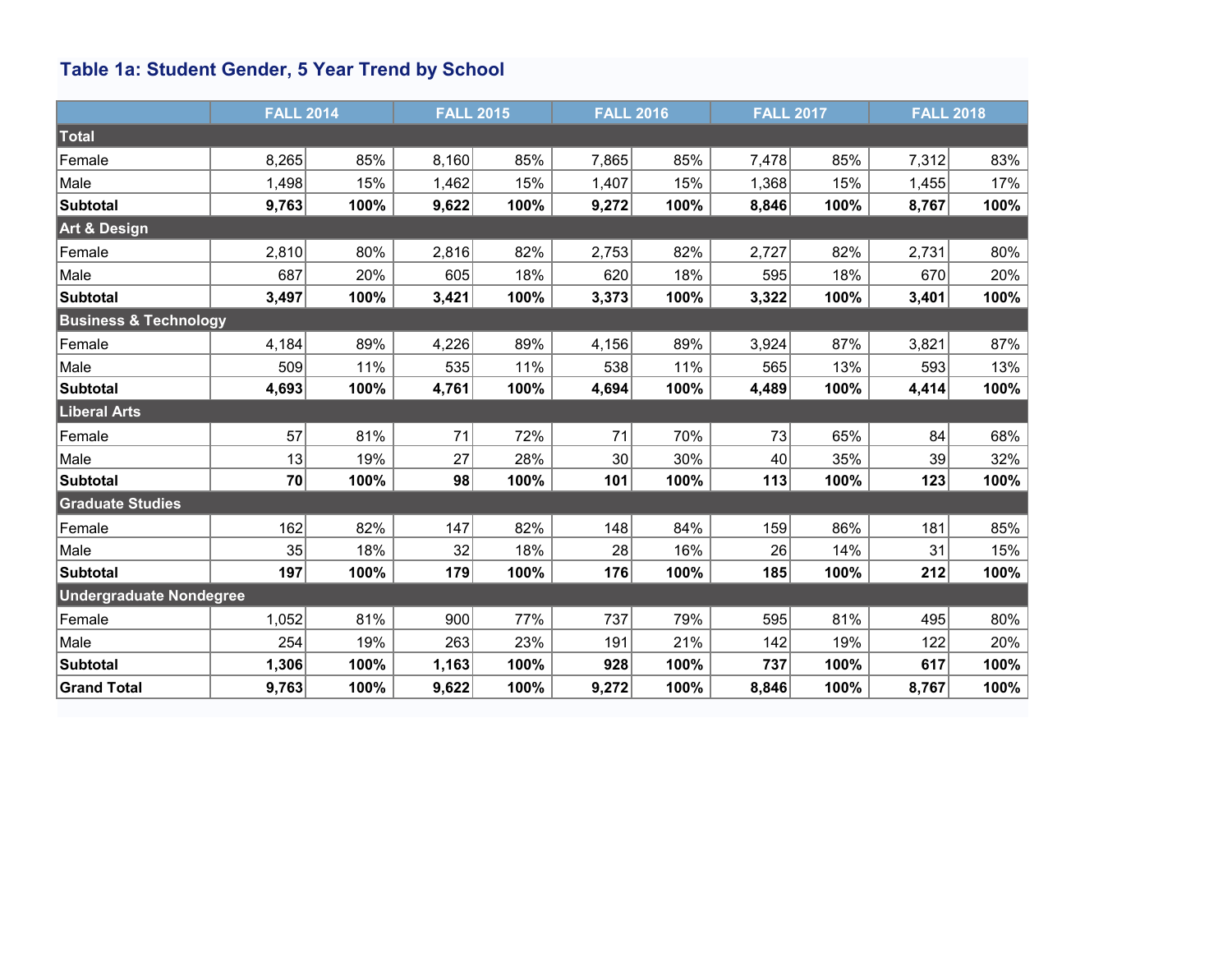### Table 1a: Student Gender, 5 Year Trend by School

| | FALL 2014 | | FALL 2015 | | FALL 2016 | | FALL 2017 | | FALL 2018 | |
|---|---|---|---|---|---|---|---|---|---|---|
| **Total** | | | | | | | | | | |
| Female | 8,265 | 85% | 8,160 | 85% | 7,865 | 85% | 7,478 | 85% | 7,312 | 83% |
| Male | 1,498 | 15% | 1,462 | 15% | 1,407 | 15% | 1,368 | 15% | 1,455 | 17% |
| **Subtotal** | **9,763** | **100%** | **9,622** | **100%** | **9,272** | **100%** | **8,846** | **100%** | **8,767** | **100%** |
| **Art & Design** | | | | | | | | | | |
| Female | 2,810 | 80% | 2,816 | 82% | 2,753 | 82% | 2,727 | 82% | 2,731 | 80% |
| Male | 687 | 20% | 605 | 18% | 620 | 18% | 595 | 18% | 670 | 20% |
| **Subtotal** | **3,497** | **100%** | **3,421** | **100%** | **3,373** | **100%** | **3,322** | **100%** | **3,401** | **100%** |
| **Business & Technology** | | | | | | | | | | |
| Female | 4,184 | 89% | 4,226 | 89% | 4,156 | 89% | 3,924 | 87% | 3,821 | 87% |
| Male | 509 | 11% | 535 | 11% | 538 | 11% | 565 | 13% | 593 | 13% |
| **Subtotal** | **4,693** | **100%** | **4,761** | **100%** | **4,694** | **100%** | **4,489** | **100%** | **4,414** | **100%** |
| **Liberal Arts** | | | | | | | | | | |
| Female | 57 | 81% | 71 | 72% | 71 | 70% | 73 | 65% | 84 | 68% |
| Male | 13 | 19% | 27 | 28% | 30 | 30% | 40 | 35% | 39 | 32% |
| **Subtotal** | **70** | **100%** | **98** | **100%** | **101** | **100%** | **113** | **100%** | **123** | **100%** |
| **Graduate Studies** | | | | | | | | | | |
| Female | 162 | 82% | 147 | 82% | 148 | 84% | 159 | 86% | 181 | 85% |
| Male | 35 | 18% | 32 | 18% | 28 | 16% | 26 | 14% | 31 | 15% |
| **Subtotal** | **197** | **100%** | **179** | **100%** | **176** | **100%** | **185** | **100%** | **212** | **100%** |
| **Undergraduate Nondegree** | | | | | | | | | | |
| Female | 1,052 | 81% | 900 | 77% | 737 | 79% | 595 | 81% | 495 | 80% |
| Male | 254 | 19% | 263 | 23% | 191 | 21% | 142 | 19% | 122 | 20% |
| **Subtotal** | **1,306** | **100%** | **1,163** | **100%** | **928** | **100%** | **737** | **100%** | **617** | **100%** |
| **Grand Total** | **9,763** | **100%** | **9,622** | **100%** | **9,272** | **100%** | **8,846** | **100%** | **8,767** | **100%** |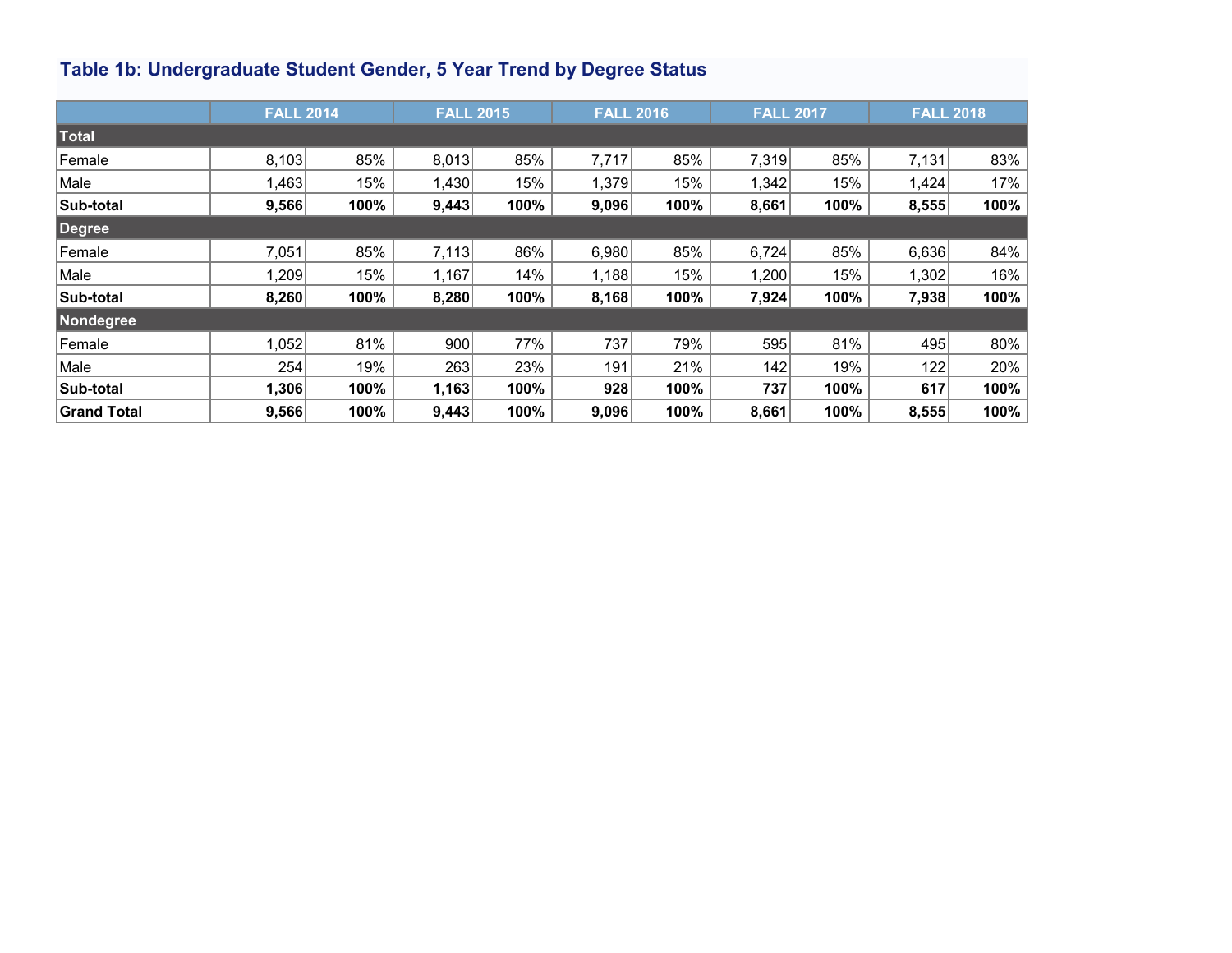### Table 1b: Undergraduate Student Gender, 5 Year Trend by Degree Status

| | FALL 2014 | | FALL 2015 | | FALL 2016 | | FALL 2017 | | FALL 2018 | |
|---|---|---|---|---|---|---|---|---|---|---|
| **Total** | | | | | | | | | | |
| Female | 8,103 | 85% | 8,013 | 85% | 7,717 | 85% | 7,319 | 85% | 7,131 | 83% |
| Male | 1,463 | 15% | 1,430 | 15% | 1,379 | 15% | 1,342 | 15% | 1,424 | 17% |
| **Sub-total** | **9,566** | **100%** | **9,443** | **100%** | **9,096** | **100%** | **8,661** | **100%** | **8,555** | **100%** |
| **Degree** | | | | | | | | | | |
| Female | 7,051 | 85% | 7,113 | 86% | 6,980 | 85% | 6,724 | 85% | 6,636 | 84% |
| Male | 1,209 | 15% | 1,167 | 14% | 1,188 | 15% | 1,200 | 15% | 1,302 | 16% |
| **Sub-total** | **8,260** | **100%** | **8,280** | **100%** | **8,168** | **100%** | **7,924** | **100%** | **7,938** | **100%** |
| **Nondegree** | | | | | | | | | | |
| Female | 1,052 | 81% | 900 | 77% | 737 | 79% | 595 | 81% | 495 | 80% |
| Male | 254 | 19% | 263 | 23% | 191 | 21% | 142 | 19% | 122 | 20% |
| **Sub-total** | **1,306** | **100%** | **1,163** | **100%** | **928** | **100%** | **737** | **100%** | **617** | **100%** |
| **Grand Total** | **9,566** | **100%** | **9,443** | **100%** | **9,096** | **100%** | **8,661** | **100%** | **8,555** | **100%** |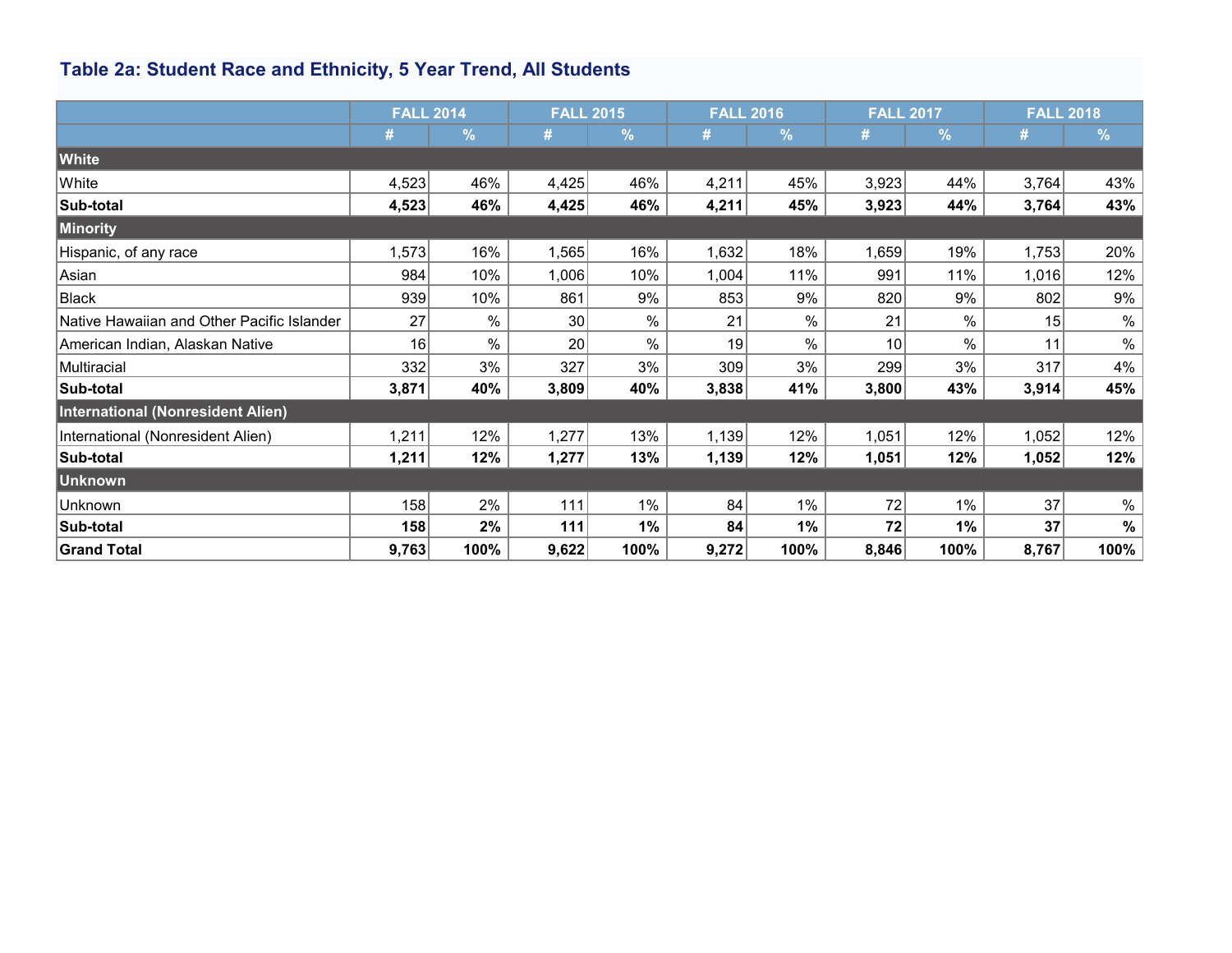### Table 2a: Student Race and Ethnicity, 5 Year Trend, All Students

| | FALL 2014 | | FALL 2015 | | FALL 2016 | | FALL 2017 | | FALL 2018 | |
|---|---|---|---|---|---|---|---|---|---|---|
| | # | % | # | % | # | % | # | % | # | % |
| **White** | | | | | | | | | | |
| White | 4,523 | 46% | 4,425 | 46% | 4,211 | 45% | 3,923 | 44% | 3,764 | 43% |
| **Sub-total** | **4,523** | **46%** | **4,425** | **46%** | **4,211** | **45%** | **3,923** | **44%** | **3,764** | **43%** |
| **Minority** | | | | | | | | | | |
| Hispanic, of any race | 1,573 | 16% | 1,565 | 16% | 1,632 | 18% | 1,659 | 19% | 1,753 | 20% |
| Asian | 984 | 10% | 1,006 | 10% | 1,004 | 11% | 991 | 11% | 1,016 | 12% |
| Black | 939 | 10% | 861 | 9% | 853 | 9% | 820 | 9% | 802 | 9% |
| Native Hawaiian and Other Pacific Islander | 27 | % | 30 | % | 21 | % | 21 | % | 15 | % |
| American Indian, Alaskan Native | 16 | % | 20 | % | 19 | % | 10 | % | 11 | % |
| Multiracial | 332 | 3% | 327 | 3% | 309 | 3% | 299 | 3% | 317 | 4% |
| **Sub-total** | **3,871** | **40%** | **3,809** | **40%** | **3,838** | **41%** | **3,800** | **43%** | **3,914** | **45%** |
| **International (Nonresident Alien)** | | | | | | | | | | |
| International (Nonresident Alien) | 1,211 | 12% | 1,277 | 13% | 1,139 | 12% | 1,051 | 12% | 1,052 | 12% |
| **Sub-total** | **1,211** | **12%** | **1,277** | **13%** | **1,139** | **12%** | **1,051** | **12%** | **1,052** | **12%** |
| **Unknown** | | | | | | | | | | |
| Unknown | 158 | 2% | 111 | 1% | 84 | 1% | 72 | 1% | 37 | % |
| **Sub-total** | **158** | **2%** | **111** | **1%** | **84** | **1%** | **72** | **1%** | **37** | **%** |
| **Grand Total** | **9,763** | **100%** | **9,622** | **100%** | **9,272** | **100%** | **8,846** | **100%** | **8,767** | **100%** |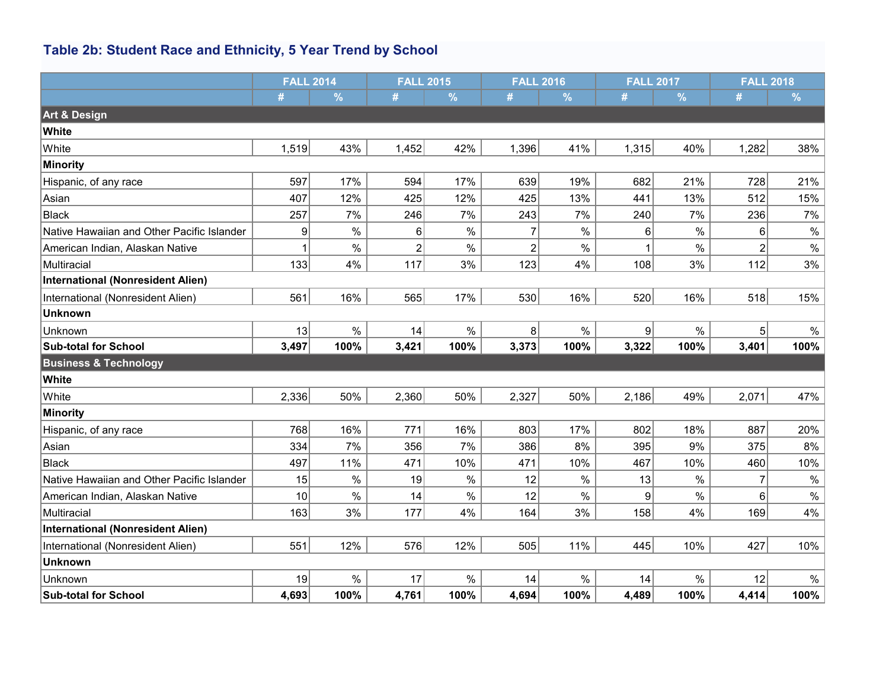### Table 2b: Student Race and Ethnicity, 5 Year Trend by School

| | FALL 2014 | | FALL 2015 | | FALL 2016 | | FALL 2017 | | FALL 2018 | |
|---|---|---|---|---|---|---|---|---|---|---|
| | # | % | # | % | # | % | # | % | # | % |
| **Art & Design** | | | | | | | | | | |
| **White** | | | | | | | | | | |
| White | 1,519 | 43% | 1,452 | 42% | 1,396 | 41% | 1,315 | 40% | 1,282 | 38% |
| **Minority** | | | | | | | | | | |
| Hispanic, of any race | 597 | 17% | 594 | 17% | 639 | 19% | 682 | 21% | 728 | 21% |
| Asian | 407 | 12% | 425 | 12% | 425 | 13% | 441 | 13% | 512 | 15% |
| Black | 257 | 7% | 246 | 7% | 243 | 7% | 240 | 7% | 236 | 7% |
| Native Hawaiian and Other Pacific Islander | 9 | % | 6 | % | 7 | % | 6 | % | 6 | % |
| American Indian, Alaskan Native | 1 | % | 2 | % | 2 | % | 1 | % | 2 | % |
| Multiracial | 133 | 4% | 117 | 3% | 123 | 4% | 108 | 3% | 112 | 3% |
| **International (Nonresident Alien)** | | | | | | | | | | |
| International (Nonresident Alien) | 561 | 16% | 565 | 17% | 530 | 16% | 520 | 16% | 518 | 15% |
| **Unknown** | | | | | | | | | | |
| Unknown | 13 | % | 14 | % | 8 | % | 9 | % | 5 | % |
| **Sub-total for School** | **3,497** | **100%** | **3,421** | **100%** | **3,373** | **100%** | **3,322** | **100%** | **3,401** | **100%** |
| **Business & Technology** | | | | | | | | | | |
| **White** | | | | | | | | | | |
| White | 2,336 | 50% | 2,360 | 50% | 2,327 | 50% | 2,186 | 49% | 2,071 | 47% |
| **Minority** | | | | | | | | | | |
| Hispanic, of any race | 768 | 16% | 771 | 16% | 803 | 17% | 802 | 18% | 887 | 20% |
| Asian | 334 | 7% | 356 | 7% | 386 | 8% | 395 | 9% | 375 | 8% |
| Black | 497 | 11% | 471 | 10% | 471 | 10% | 467 | 10% | 460 | 10% |
| Native Hawaiian and Other Pacific Islander | 15 | % | 19 | % | 12 | % | 13 | % | 7 | % |
| American Indian, Alaskan Native | 10 | % | 14 | % | 12 | % | 9 | % | 6 | % |
| Multiracial | 163 | 3% | 177 | 4% | 164 | 3% | 158 | 4% | 169 | 4% |
| **International (Nonresident Alien)** | | | | | | | | | | |
| International (Nonresident Alien) | 551 | 12% | 576 | 12% | 505 | 11% | 445 | 10% | 427 | 10% |
| **Unknown** | | | | | | | | | | |
| Unknown | 19 | % | 17 | % | 14 | % | 14 | % | 12 | % |
| **Sub-total for School** | **4,693** | **100%** | **4,761** | **100%** | **4,694** | **100%** | **4,489** | **100%** | **4,414** | **100%** |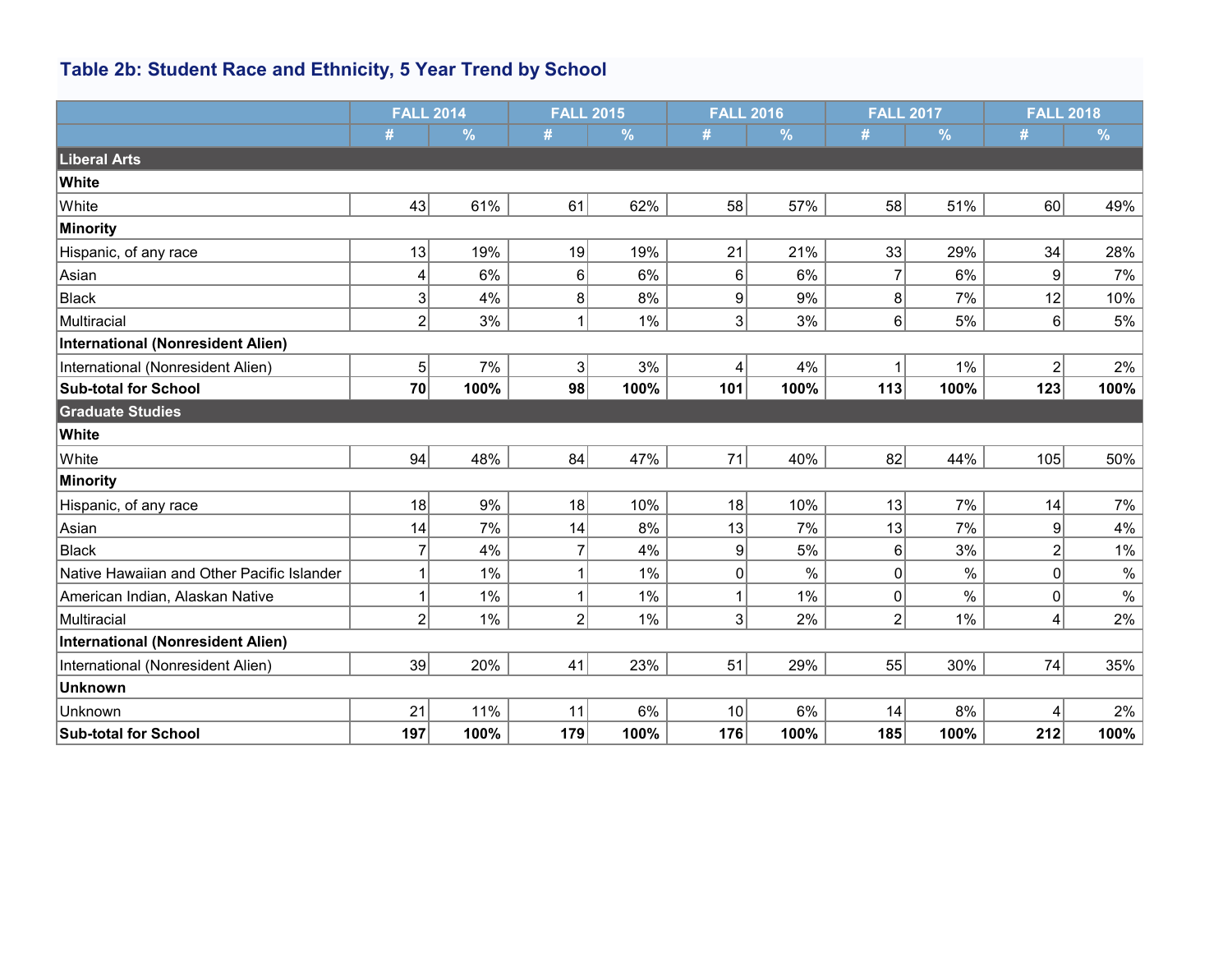### Table 2b: Student Race and Ethnicity, 5 Year Trend by School

| | FALL 2014 | | FALL 2015 | | FALL 2016 | | FALL 2017 | | FALL 2018 | |
|---|---|---|---|---|---|---|---|---|---|---|
| | # | % | # | % | # | % | # | % | # | % |
| **Liberal Arts** | | | | | | | | | | |
| **White** | | | | | | | | | | |
| White | 43 | 61% | 61 | 62% | 58 | 57% | 58 | 51% | 60 | 49% |
| **Minority** | | | | | | | | | | |
| Hispanic, of any race | 13 | 19% | 19 | 19% | 21 | 21% | 33 | 29% | 34 | 28% |
| Asian | 4 | 6% | 6 | 6% | 6 | 6% | 7 | 6% | 9 | 7% |
| Black | 3 | 4% | 8 | 8% | 9 | 9% | 8 | 7% | 12 | 10% |
| Multiracial | 2 | 3% | 1 | 1% | 3 | 3% | 6 | 5% | 6 | 5% |
| **International (Nonresident Alien)** | | | | | | | | | | |
| International (Nonresident Alien) | 5 | 7% | 3 | 3% | 4 | 4% | 1 | 1% | 2 | 2% |
| **Sub-total for School** | **70** | **100%** | **98** | **100%** | **101** | **100%** | **113** | **100%** | **123** | **100%** |
| **Graduate Studies** | | | | | | | | | | |
| **White** | | | | | | | | | | |
| White | 94 | 48% | 84 | 47% | 71 | 40% | 82 | 44% | 105 | 50% |
| **Minority** | | | | | | | | | | |
| Hispanic, of any race | 18 | 9% | 18 | 10% | 18 | 10% | 13 | 7% | 14 | 7% |
| Asian | 14 | 7% | 14 | 8% | 13 | 7% | 13 | 7% | 9 | 4% |
| Black | 7 | 4% | 7 | 4% | 9 | 5% | 6 | 3% | 2 | 1% |
| Native Hawaiian and Other Pacific Islander | 1 | 1% | 1 | 1% | 0 | % | 0 | % | 0 | % |
| American Indian, Alaskan Native | 1 | 1% | 1 | 1% | 1 | 1% | 0 | % | 0 | % |
| Multiracial | 2 | 1% | 2 | 1% | 3 | 2% | 2 | 1% | 4 | 2% |
| **International (Nonresident Alien)** | | | | | | | | | | |
| International (Nonresident Alien) | 39 | 20% | 41 | 23% | 51 | 29% | 55 | 30% | 74 | 35% |
| **Unknown** | | | | | | | | | | |
| Unknown | 21 | 11% | 11 | 6% | 10 | 6% | 14 | 8% | 4 | 2% |
| **Sub-total for School** | **197** | **100%** | **179** | **100%** | **176** | **100%** | **185** | **100%** | **212** | **100%** |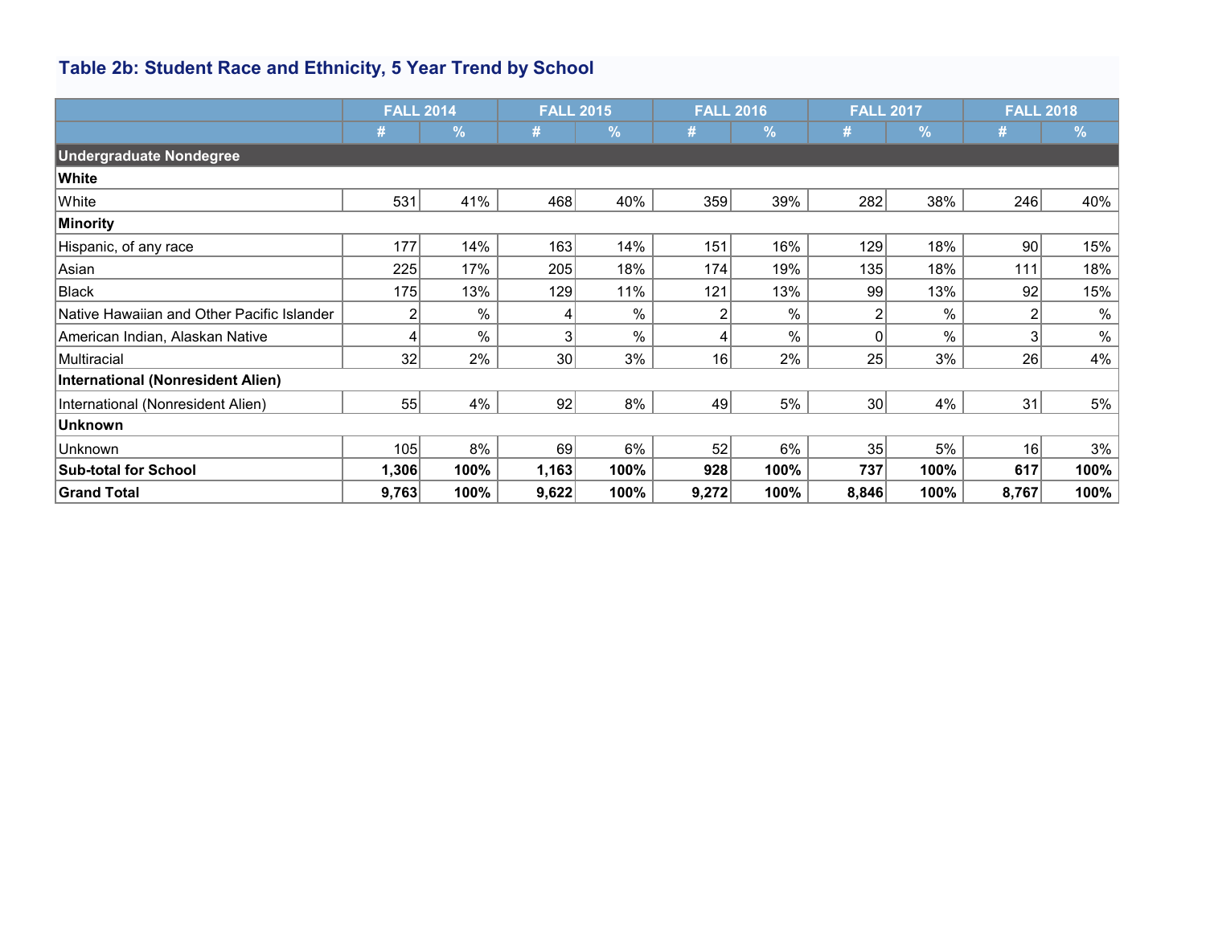### Table 2b: Student Race and Ethnicity, 5 Year Trend by School

| | FALL 2014 | | FALL 2015 | | FALL 2016 | | FALL 2017 | | FALL 2018 | |
|---|---|---|---|---|---|---|---|---|---|---|
| | # | % | # | % | # | % | # | % | # | % |
| **Undergraduate Nondegree** | | | | | | | | | | |
| **White** | | | | | | | | | | |
| White | 531 | 41% | 468 | 40% | 359 | 39% | 282 | 38% | 246 | 40% |
| **Minority** | | | | | | | | | | |
| Hispanic, of any race | 177 | 14% | 163 | 14% | 151 | 16% | 129 | 18% | 90 | 15% |
| Asian | 225 | 17% | 205 | 18% | 174 | 19% | 135 | 18% | 111 | 18% |
| Black | 175 | 13% | 129 | 11% | 121 | 13% | 99 | 13% | 92 | 15% |
| Native Hawaiian and Other Pacific Islander | 2 | % | 4 | % | 2 | % | 2 | % | 2 | % |
| American Indian, Alaskan Native | 4 | % | 3 | % | 4 | % | 0 | % | 3 | % |
| Multiracial | 32 | 2% | 30 | 3% | 16 | 2% | 25 | 3% | 26 | 4% |
| **International (Nonresident Alien)** | | | | | | | | | | |
| International (Nonresident Alien) | 55 | 4% | 92 | 8% | 49 | 5% | 30 | 4% | 31 | 5% |
| **Unknown** | | | | | | | | | | |
| Unknown | 105 | 8% | 69 | 6% | 52 | 6% | 35 | 5% | 16 | 3% |
| **Sub-total for School** | **1,306** | **100%** | **1,163** | **100%** | **928** | **100%** | **737** | **100%** | **617** | **100%** |
| **Grand Total** | **9,763** | **100%** | **9,622** | **100%** | **9,272** | **100%** | **8,846** | **100%** | **8,767** | **100%** |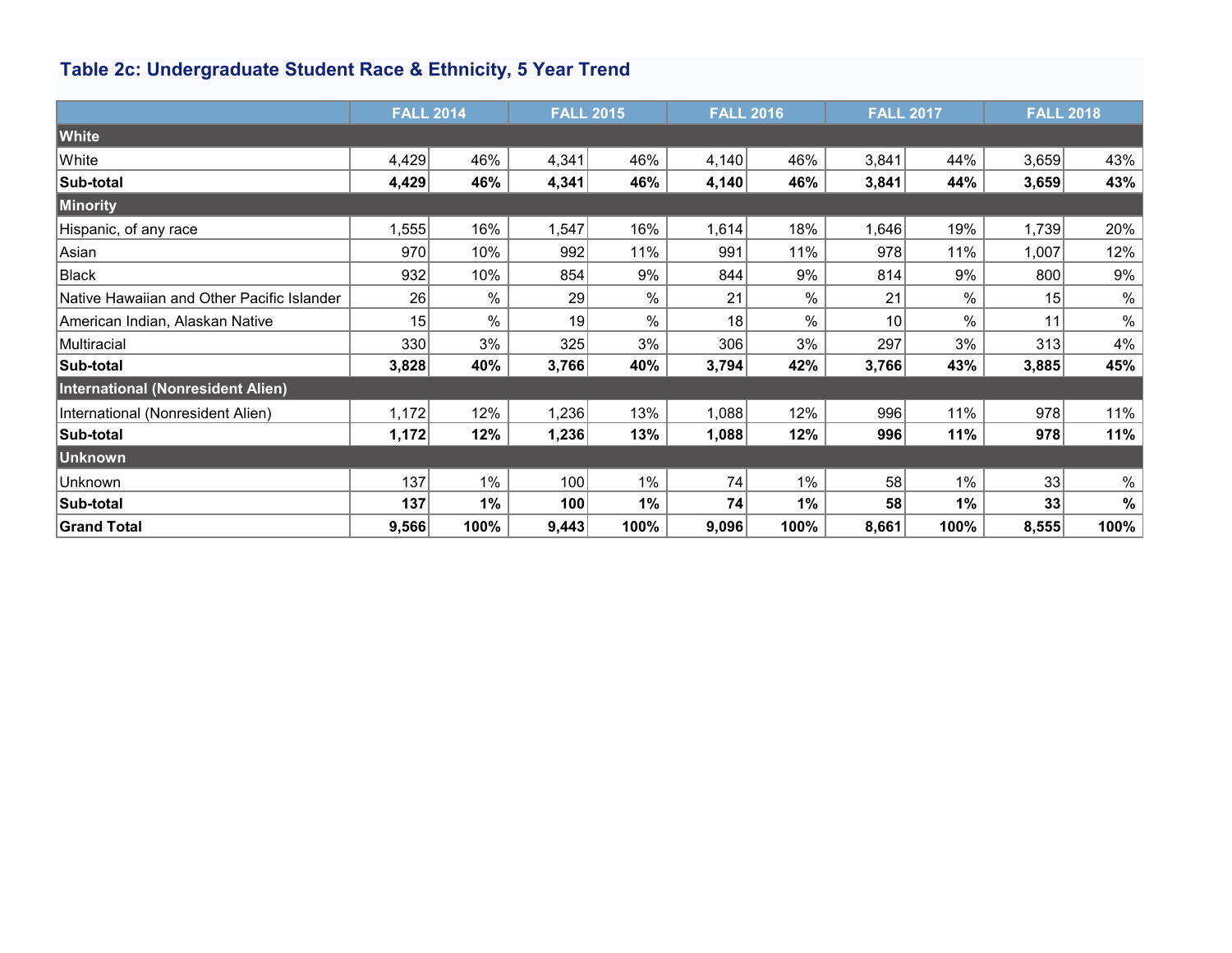### Table 2c: Undergraduate Student Race & Ethnicity, 5 Year Trend

| | FALL 2014 | | FALL 2015 | | FALL 2016 | | FALL 2017 | | FALL 2018 | |
|---|---|---|---|---|---|---|---|---|---|---|
| **White** | | | | | | | | | | |
| White | 4,429 | 46% | 4,341 | 46% | 4,140 | 46% | 3,841 | 44% | 3,659 | 43% |
| **Sub-total** | **4,429** | **46%** | **4,341** | **46%** | **4,140** | **46%** | **3,841** | **44%** | **3,659** | **43%** |
| **Minority** | | | | | | | | | | |
| Hispanic, of any race | 1,555 | 16% | 1,547 | 16% | 1,614 | 18% | 1,646 | 19% | 1,739 | 20% |
| Asian | 970 | 10% | 992 | 11% | 991 | 11% | 978 | 11% | 1,007 | 12% |
| Black | 932 | 10% | 854 | 9% | 844 | 9% | 814 | 9% | 800 | 9% |
| Native Hawaiian and Other Pacific Islander | 26 | % | 29 | % | 21 | % | 21 | % | 15 | % |
| American Indian, Alaskan Native | 15 | % | 19 | % | 18 | % | 10 | % | 11 | % |
| Multiracial | 330 | 3% | 325 | 3% | 306 | 3% | 297 | 3% | 313 | 4% |
| **Sub-total** | **3,828** | **40%** | **3,766** | **40%** | **3,794** | **42%** | **3,766** | **43%** | **3,885** | **45%** |
| **International (Nonresident Alien)** | | | | | | | | | | |
| International (Nonresident Alien) | 1,172 | 12% | 1,236 | 13% | 1,088 | 12% | 996 | 11% | 978 | 11% |
| **Sub-total** | **1,172** | **12%** | **1,236** | **13%** | **1,088** | **12%** | **996** | **11%** | **978** | **11%** |
| **Unknown** | | | | | | | | | | |
| Unknown | 137 | 1% | 100 | 1% | 74 | 1% | 58 | 1% | 33 | % |
| **Sub-total** | **137** | **1%** | **100** | **1%** | **74** | **1%** | **58** | **1%** | **33** | **%** |
| **Grand Total** | **9,566** | **100%** | **9,443** | **100%** | **9,096** | **100%** | **8,661** | **100%** | **8,555** | **100%** |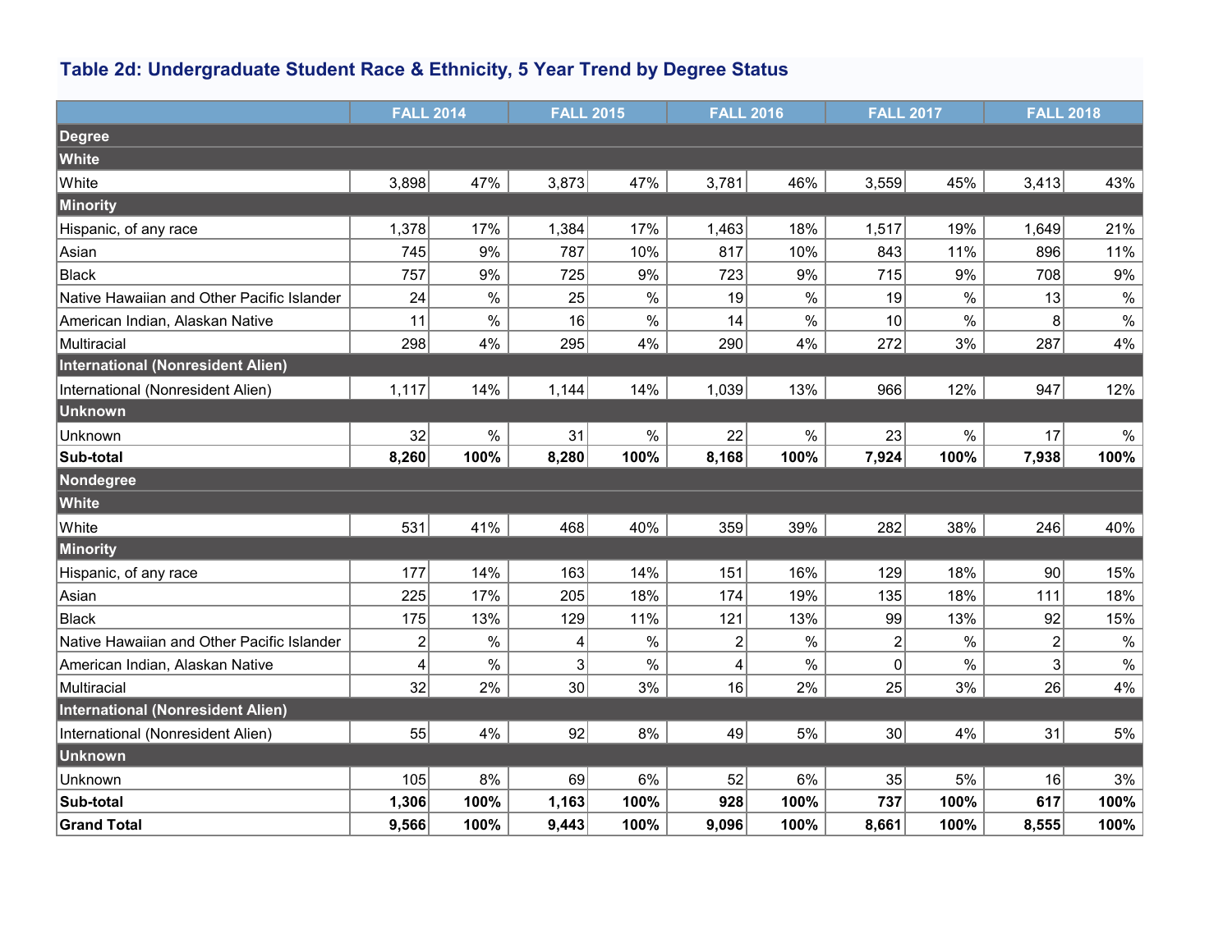### Table 2d: Undergraduate Student Race & Ethnicity, 5 Year Trend by Degree Status

| | FALL 2014 | | FALL 2015 | | FALL 2016 | | FALL 2017 | | FALL 2018 | |
|---|---|---|---|---|---|---|---|---|---|---|
| **Degree** | | | | | | | | | | |
| **White** | | | | | | | | | | |
| White | 3,898 | 47% | 3,873 | 47% | 3,781 | 46% | 3,559 | 45% | 3,413 | 43% |
| **Minority** | | | | | | | | | | |
| Hispanic, of any race | 1,378 | 17% | 1,384 | 17% | 1,463 | 18% | 1,517 | 19% | 1,649 | 21% |
| Asian | 745 | 9% | 787 | 10% | 817 | 10% | 843 | 11% | 896 | 11% |
| Black | 757 | 9% | 725 | 9% | 723 | 9% | 715 | 9% | 708 | 9% |
| Native Hawaiian and Other Pacific Islander | 24 | % | 25 | % | 19 | % | 19 | % | 13 | % |
| American Indian, Alaskan Native | 11 | % | 16 | % | 14 | % | 10 | % | 8 | % |
| Multiracial | 298 | 4% | 295 | 4% | 290 | 4% | 272 | 3% | 287 | 4% |
| **International (Nonresident Alien)** | | | | | | | | | | |
| International (Nonresident Alien) | 1,117 | 14% | 1,144 | 14% | 1,039 | 13% | 966 | 12% | 947 | 12% |
| **Unknown** | | | | | | | | | | |
| Unknown | 32 | % | 31 | % | 22 | % | 23 | % | 17 | % |
| **Sub-total** | **8,260** | **100%** | **8,280** | **100%** | **8,168** | **100%** | **7,924** | **100%** | **7,938** | **100%** |
| **Nondegree** | | | | | | | | | | |
| **White** | | | | | | | | | | |
| White | 531 | 41% | 468 | 40% | 359 | 39% | 282 | 38% | 246 | 40% |
| **Minority** | | | | | | | | | | |
| Hispanic, of any race | 177 | 14% | 163 | 14% | 151 | 16% | 129 | 18% | 90 | 15% |
| Asian | 225 | 17% | 205 | 18% | 174 | 19% | 135 | 18% | 111 | 18% |
| Black | 175 | 13% | 129 | 11% | 121 | 13% | 99 | 13% | 92 | 15% |
| Native Hawaiian and Other Pacific Islander | 2 | % | 4 | % | 2 | % | 2 | % | 2 | % |
| American Indian, Alaskan Native | 4 | % | 3 | % | 4 | % | 0 | % | 3 | % |
| Multiracial | 32 | 2% | 30 | 3% | 16 | 2% | 25 | 3% | 26 | 4% |
| **International (Nonresident Alien)** | | | | | | | | | | |
| International (Nonresident Alien) | 55 | 4% | 92 | 8% | 49 | 5% | 30 | 4% | 31 | 5% |
| **Unknown** | | | | | | | | | | |
| Unknown | 105 | 8% | 69 | 6% | 52 | 6% | 35 | 5% | 16 | 3% |
| **Sub-total** | **1,306** | **100%** | **1,163** | **100%** | **928** | **100%** | **737** | **100%** | **617** | **100%** |
| **Grand Total** | **9,566** | **100%** | **9,443** | **100%** | **9,096** | **100%** | **8,661** | **100%** | **8,555** | **100%** |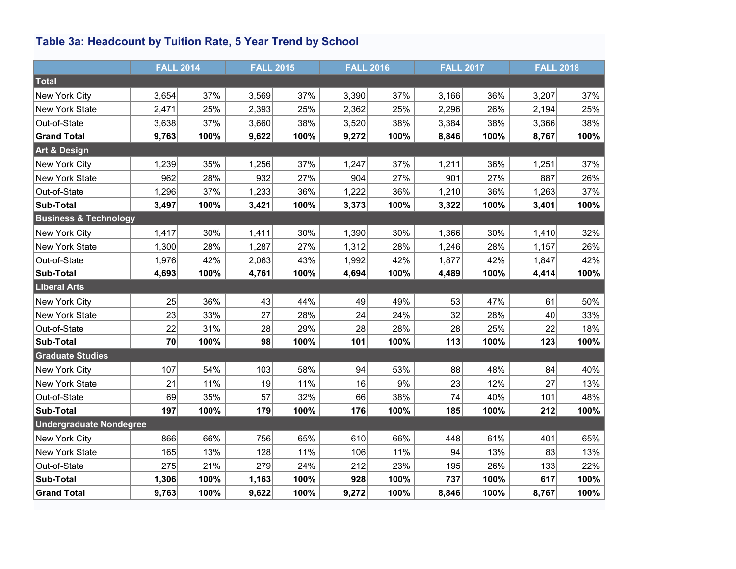### Table 3a: Headcount by Tuition Rate, 5 Year Trend by School

| | FALL 2014 | | FALL 2015 | | FALL 2016 | | FALL 2017 | | FALL 2018 | |
|---|---|---|---|---|---|---|---|---|---|---|
| **Total** | | | | | | | | | | |
| New York City | 3,654 | 37% | 3,569 | 37% | 3,390 | 37% | 3,166 | 36% | 3,207 | 37% |
| New York State | 2,471 | 25% | 2,393 | 25% | 2,362 | 25% | 2,296 | 26% | 2,194 | 25% |
| Out-of-State | 3,638 | 37% | 3,660 | 38% | 3,520 | 38% | 3,384 | 38% | 3,366 | 38% |
| **Grand Total** | **9,763** | **100%** | **9,622** | **100%** | **9,272** | **100%** | **8,846** | **100%** | **8,767** | **100%** |
| **Art & Design** | | | | | | | | | | |
| New York City | 1,239 | 35% | 1,256 | 37% | 1,247 | 37% | 1,211 | 36% | 1,251 | 37% |
| New York State | 962 | 28% | 932 | 27% | 904 | 27% | 901 | 27% | 887 | 26% |
| Out-of-State | 1,296 | 37% | 1,233 | 36% | 1,222 | 36% | 1,210 | 36% | 1,263 | 37% |
| **Sub-Total** | **3,497** | **100%** | **3,421** | **100%** | **3,373** | **100%** | **3,322** | **100%** | **3,401** | **100%** |
| **Business & Technology** | | | | | | | | | | |
| New York City | 1,417 | 30% | 1,411 | 30% | 1,390 | 30% | 1,366 | 30% | 1,410 | 32% |
| New York State | 1,300 | 28% | 1,287 | 27% | 1,312 | 28% | 1,246 | 28% | 1,157 | 26% |
| Out-of-State | 1,976 | 42% | 2,063 | 43% | 1,992 | 42% | 1,877 | 42% | 1,847 | 42% |
| **Sub-Total** | **4,693** | **100%** | **4,761** | **100%** | **4,694** | **100%** | **4,489** | **100%** | **4,414** | **100%** |
| **Liberal Arts** | | | | | | | | | | |
| New York City | 25 | 36% | 43 | 44% | 49 | 49% | 53 | 47% | 61 | 50% |
| New York State | 23 | 33% | 27 | 28% | 24 | 24% | 32 | 28% | 40 | 33% |
| Out-of-State | 22 | 31% | 28 | 29% | 28 | 28% | 28 | 25% | 22 | 18% |
| **Sub-Total** | **70** | **100%** | **98** | **100%** | **101** | **100%** | **113** | **100%** | **123** | **100%** |
| **Graduate Studies** | | | | | | | | | | |
| New York City | 107 | 54% | 103 | 58% | 94 | 53% | 88 | 48% | 84 | 40% |
| New York State | 21 | 11% | 19 | 11% | 16 | 9% | 23 | 12% | 27 | 13% |
| Out-of-State | 69 | 35% | 57 | 32% | 66 | 38% | 74 | 40% | 101 | 48% |
| **Sub-Total** | **197** | **100%** | **179** | **100%** | **176** | **100%** | **185** | **100%** | **212** | **100%** |
| **Undergraduate Nondegree** | | | | | | | | | | |
| New York City | 866 | 66% | 756 | 65% | 610 | 66% | 448 | 61% | 401 | 65% |
| New York State | 165 | 13% | 128 | 11% | 106 | 11% | 94 | 13% | 83 | 13% |
| Out-of-State | 275 | 21% | 279 | 24% | 212 | 23% | 195 | 26% | 133 | 22% |
| **Sub-Total** | **1,306** | **100%** | **1,163** | **100%** | **928** | **100%** | **737** | **100%** | **617** | **100%** |
| **Grand Total** | **9,763** | **100%** | **9,622** | **100%** | **9,272** | **100%** | **8,846** | **100%** | **8,767** | **100%** |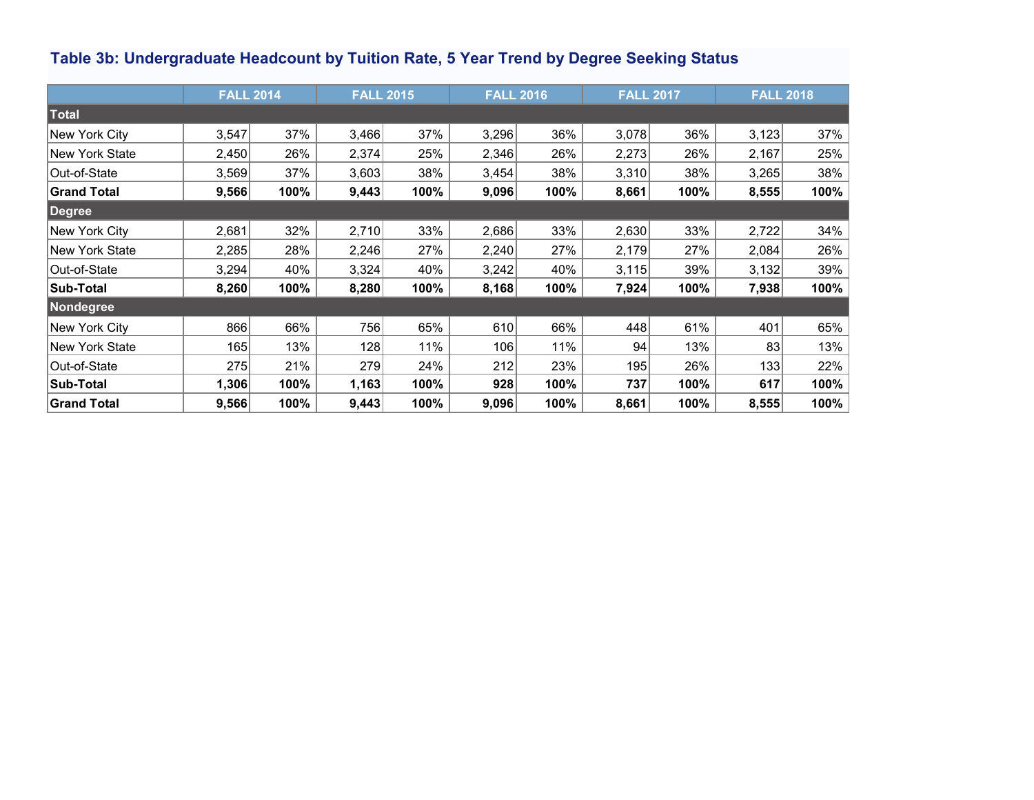### Table 3b: Undergraduate Headcount by Tuition Rate, 5 Year Trend by Degree Seeking Status

| | FALL 2014 | | FALL 2015 | | FALL 2016 | | FALL 2017 | | FALL 2018 | |
|---|---|---|---|---|---|---|---|---|---|---|
| **Total** | | | | | | | | | | |
| New York City | 3,547 | 37% | 3,466 | 37% | 3,296 | 36% | 3,078 | 36% | 3,123 | 37% |
| New York State | 2,450 | 26% | 2,374 | 25% | 2,346 | 26% | 2,273 | 26% | 2,167 | 25% |
| Out-of-State | 3,569 | 37% | 3,603 | 38% | 3,454 | 38% | 3,310 | 38% | 3,265 | 38% |
| **Grand Total** | **9,566** | **100%** | **9,443** | **100%** | **9,096** | **100%** | **8,661** | **100%** | **8,555** | **100%** |
| **Degree** | | | | | | | | | | |
| New York City | 2,681 | 32% | 2,710 | 33% | 2,686 | 33% | 2,630 | 33% | 2,722 | 34% |
| New York State | 2,285 | 28% | 2,246 | 27% | 2,240 | 27% | 2,179 | 27% | 2,084 | 26% |
| Out-of-State | 3,294 | 40% | 3,324 | 40% | 3,242 | 40% | 3,115 | 39% | 3,132 | 39% |
| **Sub-Total** | **8,260** | **100%** | **8,280** | **100%** | **8,168** | **100%** | **7,924** | **100%** | **7,938** | **100%** |
| **Nondegree** | | | | | | | | | | |
| New York City | 866 | 66% | 756 | 65% | 610 | 66% | 448 | 61% | 401 | 65% |
| New York State | 165 | 13% | 128 | 11% | 106 | 11% | 94 | 13% | 83 | 13% |
| Out-of-State | 275 | 21% | 279 | 24% | 212 | 23% | 195 | 26% | 133 | 22% |
| **Sub-Total** | **1,306** | **100%** | **1,163** | **100%** | **928** | **100%** | **737** | **100%** | **617** | **100%** |
| **Grand Total** | **9,566** | **100%** | **9,443** | **100%** | **9,096** | **100%** | **8,661** | **100%** | **8,555** | **100%** |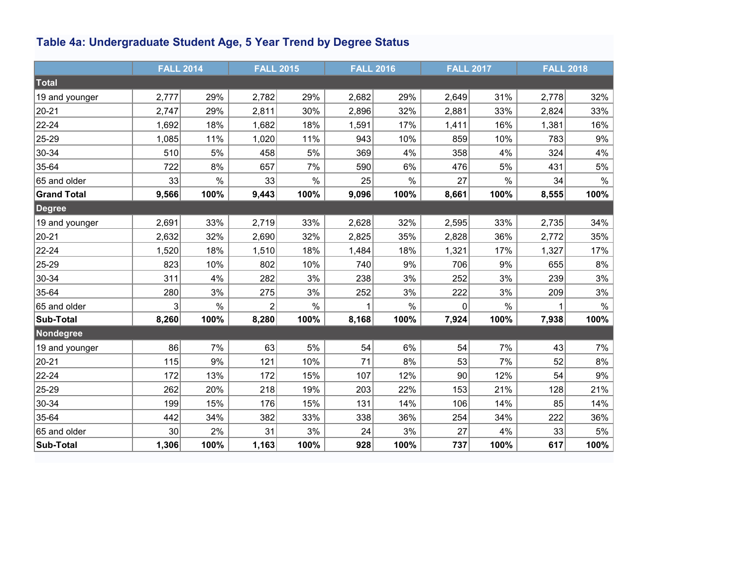## Table 4a: Undergraduate Student Age, 5 Year Trend by Degree Status

| | FALL 2014 | | FALL 2015 | | FALL 2016 | | FALL 2017 | | FALL 2018 | |
|---|---|---|---|---|---|---|---|---|---|---|
| **Total** | | | | | | | | | | |
| 19 and younger | 2,777 | 29% | 2,782 | 29% | 2,682 | 29% | 2,649 | 31% | 2,778 | 32% |
| 20-21 | 2,747 | 29% | 2,811 | 30% | 2,896 | 32% | 2,881 | 33% | 2,824 | 33% |
| 22-24 | 1,692 | 18% | 1,682 | 18% | 1,591 | 17% | 1,411 | 16% | 1,381 | 16% |
| 25-29 | 1,085 | 11% | 1,020 | 11% | 943 | 10% | 859 | 10% | 783 | 9% |
| 30-34 | 510 | 5% | 458 | 5% | 369 | 4% | 358 | 4% | 324 | 4% |
| 35-64 | 722 | 8% | 657 | 7% | 590 | 6% | 476 | 5% | 431 | 5% |
| 65 and older | 33 | % | 33 | % | 25 | % | 27 | % | 34 | % |
| **Grand Total** | **9,566** | **100%** | **9,443** | **100%** | **9,096** | **100%** | **8,661** | **100%** | **8,555** | **100%** |
| **Degree** | | | | | | | | | | |
| 19 and younger | 2,691 | 33% | 2,719 | 33% | 2,628 | 32% | 2,595 | 33% | 2,735 | 34% |
| 20-21 | 2,632 | 32% | 2,690 | 32% | 2,825 | 35% | 2,828 | 36% | 2,772 | 35% |
| 22-24 | 1,520 | 18% | 1,510 | 18% | 1,484 | 18% | 1,321 | 17% | 1,327 | 17% |
| 25-29 | 823 | 10% | 802 | 10% | 740 | 9% | 706 | 9% | 655 | 8% |
| 30-34 | 311 | 4% | 282 | 3% | 238 | 3% | 252 | 3% | 239 | 3% |
| 35-64 | 280 | 3% | 275 | 3% | 252 | 3% | 222 | 3% | 209 | 3% |
| 65 and older | 3 | % | 2 | % | 1 | % | 0 | % | 1 | % |
| **Sub-Total** | **8,260** | **100%** | **8,280** | **100%** | **8,168** | **100%** | **7,924** | **100%** | **7,938** | **100%** |
| **Nondegree** | | | | | | | | | | |
| 19 and younger | 86 | 7% | 63 | 5% | 54 | 6% | 54 | 7% | 43 | 7% |
| 20-21 | 115 | 9% | 121 | 10% | 71 | 8% | 53 | 7% | 52 | 8% |
| 22-24 | 172 | 13% | 172 | 15% | 107 | 12% | 90 | 12% | 54 | 9% |
| 25-29 | 262 | 20% | 218 | 19% | 203 | 22% | 153 | 21% | 128 | 21% |
| 30-34 | 199 | 15% | 176 | 15% | 131 | 14% | 106 | 14% | 85 | 14% |
| 35-64 | 442 | 34% | 382 | 33% | 338 | 36% | 254 | 34% | 222 | 36% |
| 65 and older | 30 | 2% | 31 | 3% | 24 | 3% | 27 | 4% | 33 | 5% |
| **Sub-Total** | **1,306** | **100%** | **1,163** | **100%** | **928** | **100%** | **737** | **100%** | **617** | **100%** |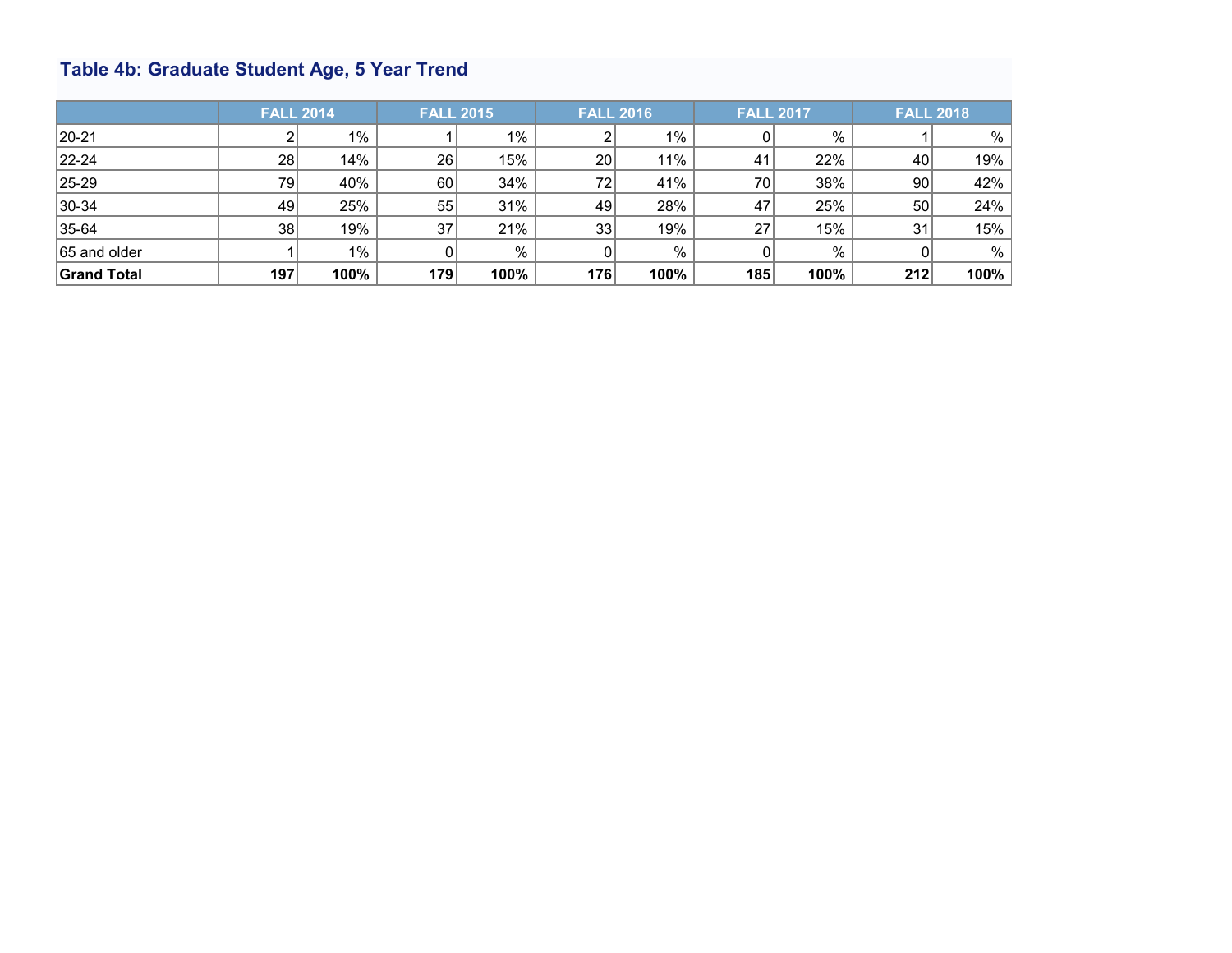### Table 4b: Graduate Student Age, 5 Year Trend

| | FALL 2014 | | FALL 2015 | | FALL 2016 | | FALL 2017 | | FALL 2018 | |
|---|---|---|---|---|---|---|---|---|---|---|
| 20-21 | 2 | 1% | 1 | 1% | 2 | 1% | 0 | % | 1 | % |
| 22-24 | 28 | 14% | 26 | 15% | 20 | 11% | 41 | 22% | 40 | 19% |
| 25-29 | 79 | 40% | 60 | 34% | 72 | 41% | 70 | 38% | 90 | 42% |
| 30-34 | 49 | 25% | 55 | 31% | 49 | 28% | 47 | 25% | 50 | 24% |
| 35-64 | 38 | 19% | 37 | 21% | 33 | 19% | 27 | 15% | 31 | 15% |
| 65 and older | 1 | 1% | 0 | % | 0 | % | 0 | % | 0 | % |
| **Grand Total** | **197** | **100%** | **179** | **100%** | **176** | **100%** | **185** | **100%** | **212** | **100%** |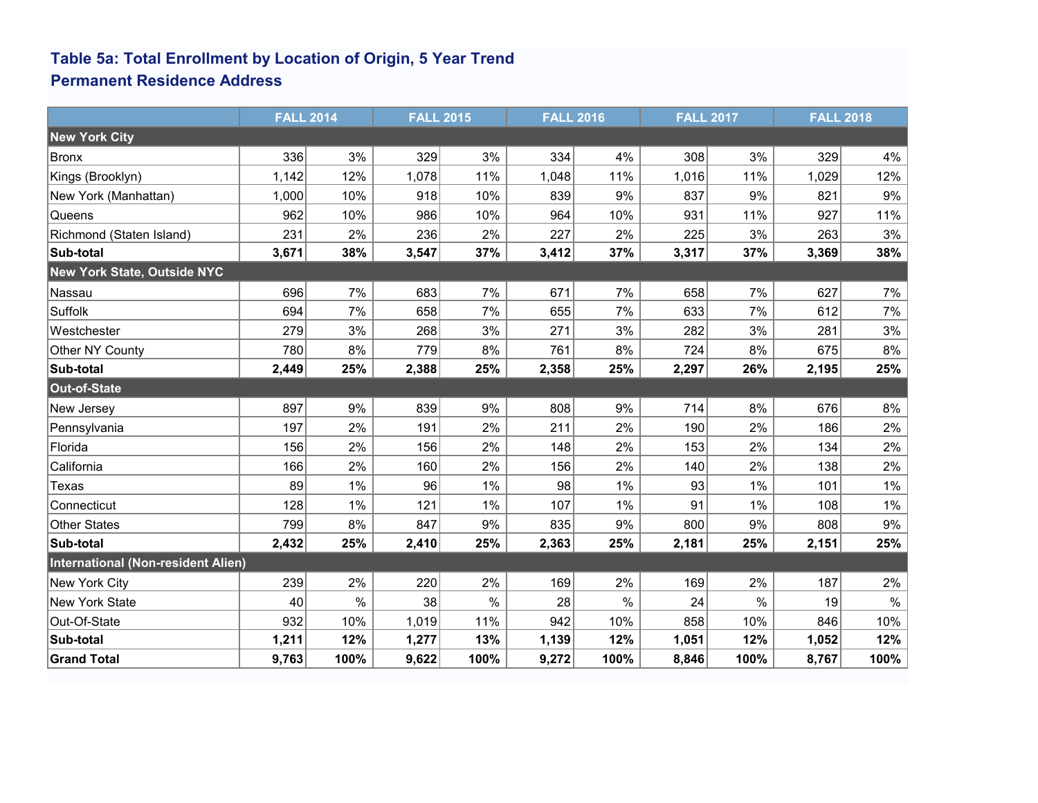### Table 5a: Total Enrollment by Location of Origin, 5 Year Trend
### Permanent Residence Address

| | FALL 2014 | | FALL 2015 | | FALL 2016 | | FALL 2017 | | FALL 2018 | |
|---|---|---|---|---|---|---|---|---|---|---|
| **New York City** | | | | | | | | | | |
| Bronx | 336 | 3% | 329 | 3% | 334 | 4% | 308 | 3% | 329 | 4% |
| Kings (Brooklyn) | 1,142 | 12% | 1,078 | 11% | 1,048 | 11% | 1,016 | 11% | 1,029 | 12% |
| New York (Manhattan) | 1,000 | 10% | 918 | 10% | 839 | 9% | 837 | 9% | 821 | 9% |
| Queens | 962 | 10% | 986 | 10% | 964 | 10% | 931 | 11% | 927 | 11% |
| Richmond (Staten Island) | 231 | 2% | 236 | 2% | 227 | 2% | 225 | 3% | 263 | 3% |
| **Sub-total** | **3,671** | **38%** | **3,547** | **37%** | **3,412** | **37%** | **3,317** | **37%** | **3,369** | **38%** |
| **New York State, Outside NYC** | | | | | | | | | | |
| Nassau | 696 | 7% | 683 | 7% | 671 | 7% | 658 | 7% | 627 | 7% |
| Suffolk | 694 | 7% | 658 | 7% | 655 | 7% | 633 | 7% | 612 | 7% |
| Westchester | 279 | 3% | 268 | 3% | 271 | 3% | 282 | 3% | 281 | 3% |
| Other NY County | 780 | 8% | 779 | 8% | 761 | 8% | 724 | 8% | 675 | 8% |
| **Sub-total** | **2,449** | **25%** | **2,388** | **25%** | **2,358** | **25%** | **2,297** | **26%** | **2,195** | **25%** |
| **Out-of-State** | | | | | | | | | | |
| New Jersey | 897 | 9% | 839 | 9% | 808 | 9% | 714 | 8% | 676 | 8% |
| Pennsylvania | 197 | 2% | 191 | 2% | 211 | 2% | 190 | 2% | 186 | 2% |
| Florida | 156 | 2% | 156 | 2% | 148 | 2% | 153 | 2% | 134 | 2% |
| California | 166 | 2% | 160 | 2% | 156 | 2% | 140 | 2% | 138 | 2% |
| Texas | 89 | 1% | 96 | 1% | 98 | 1% | 93 | 1% | 101 | 1% |
| Connecticut | 128 | 1% | 121 | 1% | 107 | 1% | 91 | 1% | 108 | 1% |
| Other States | 799 | 8% | 847 | 9% | 835 | 9% | 800 | 9% | 808 | 9% |
| **Sub-total** | **2,432** | **25%** | **2,410** | **25%** | **2,363** | **25%** | **2,181** | **25%** | **2,151** | **25%** |
| **International (Non-resident Alien)** | | | | | | | | | | |
| New York City | 239 | 2% | 220 | 2% | 169 | 2% | 169 | 2% | 187 | 2% |
| New York State | 40 | % | 38 | % | 28 | % | 24 | % | 19 | % |
| Out-Of-State | 932 | 10% | 1,019 | 11% | 942 | 10% | 858 | 10% | 846 | 10% |
| **Sub-total** | **1,211** | **12%** | **1,277** | **13%** | **1,139** | **12%** | **1,051** | **12%** | **1,052** | **12%** |
| **Grand Total** | **9,763** | **100%** | **9,622** | **100%** | **9,272** | **100%** | **8,846** | **100%** | **8,767** | **100%** |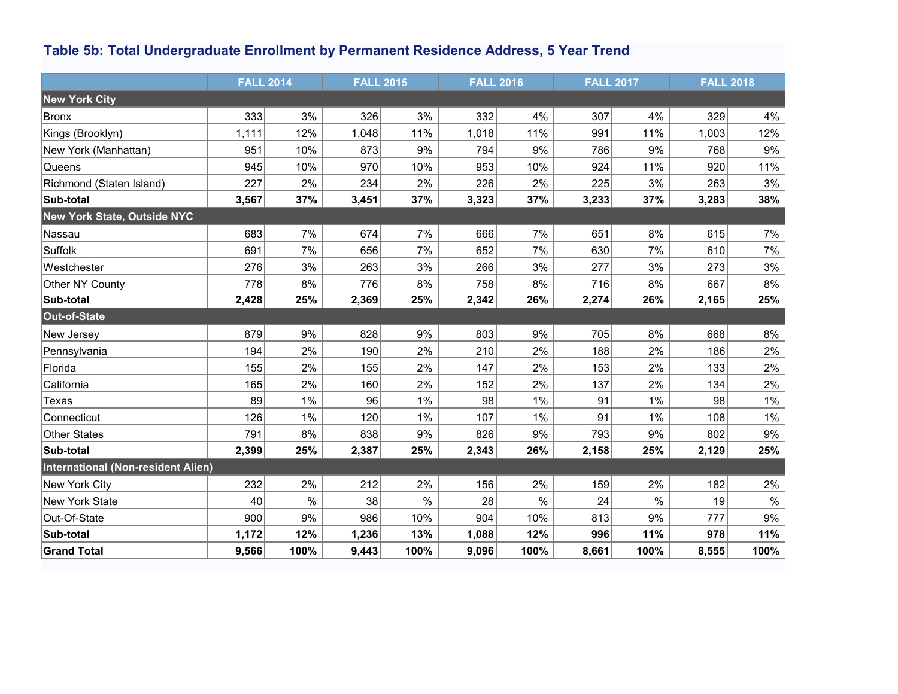### Table 5b: Total Undergraduate Enrollment by Permanent Residence Address, 5 Year Trend

| | FALL 2014 | | FALL 2015 | | FALL 2016 | | FALL 2017 | | FALL 2018 | |
|---|---|---|---|---|---|---|---|---|---|---|
| **New York City** | | | | | | | | | | |
| Bronx | 333 | 3% | 326 | 3% | 332 | 4% | 307 | 4% | 329 | 4% |
| Kings (Brooklyn) | 1,111 | 12% | 1,048 | 11% | 1,018 | 11% | 991 | 11% | 1,003 | 12% |
| New York (Manhattan) | 951 | 10% | 873 | 9% | 794 | 9% | 786 | 9% | 768 | 9% |
| Queens | 945 | 10% | 970 | 10% | 953 | 10% | 924 | 11% | 920 | 11% |
| Richmond (Staten Island) | 227 | 2% | 234 | 2% | 226 | 2% | 225 | 3% | 263 | 3% |
| **Sub-total** | **3,567** | **37%** | **3,451** | **37%** | **3,323** | **37%** | **3,233** | **37%** | **3,283** | **38%** |
| **New York State, Outside NYC** | | | | | | | | | | |
| Nassau | 683 | 7% | 674 | 7% | 666 | 7% | 651 | 8% | 615 | 7% |
| Suffolk | 691 | 7% | 656 | 7% | 652 | 7% | 630 | 7% | 610 | 7% |
| Westchester | 276 | 3% | 263 | 3% | 266 | 3% | 277 | 3% | 273 | 3% |
| Other NY County | 778 | 8% | 776 | 8% | 758 | 8% | 716 | 8% | 667 | 8% |
| **Sub-total** | **2,428** | **25%** | **2,369** | **25%** | **2,342** | **26%** | **2,274** | **26%** | **2,165** | **25%** |
| **Out-of-State** | | | | | | | | | | |
| New Jersey | 879 | 9% | 828 | 9% | 803 | 9% | 705 | 8% | 668 | 8% |
| Pennsylvania | 194 | 2% | 190 | 2% | 210 | 2% | 188 | 2% | 186 | 2% |
| Florida | 155 | 2% | 155 | 2% | 147 | 2% | 153 | 2% | 133 | 2% |
| California | 165 | 2% | 160 | 2% | 152 | 2% | 137 | 2% | 134 | 2% |
| Texas | 89 | 1% | 96 | 1% | 98 | 1% | 91 | 1% | 98 | 1% |
| Connecticut | 126 | 1% | 120 | 1% | 107 | 1% | 91 | 1% | 108 | 1% |
| Other States | 791 | 8% | 838 | 9% | 826 | 9% | 793 | 9% | 802 | 9% |
| **Sub-total** | **2,399** | **25%** | **2,387** | **25%** | **2,343** | **26%** | **2,158** | **25%** | **2,129** | **25%** |
| **International (Non-resident Alien)** | | | | | | | | | | |
| New York City | 232 | 2% | 212 | 2% | 156 | 2% | 159 | 2% | 182 | 2% |
| New York State | 40 | % | 38 | % | 28 | % | 24 | % | 19 | % |
| Out-Of-State | 900 | 9% | 986 | 10% | 904 | 10% | 813 | 9% | 777 | 9% |
| **Sub-total** | **1,172** | **12%** | **1,236** | **13%** | **1,088** | **12%** | **996** | **11%** | **978** | **11%** |
| **Grand Total** | **9,566** | **100%** | **9,443** | **100%** | **9,096** | **100%** | **8,661** | **100%** | **8,555** | **100%** |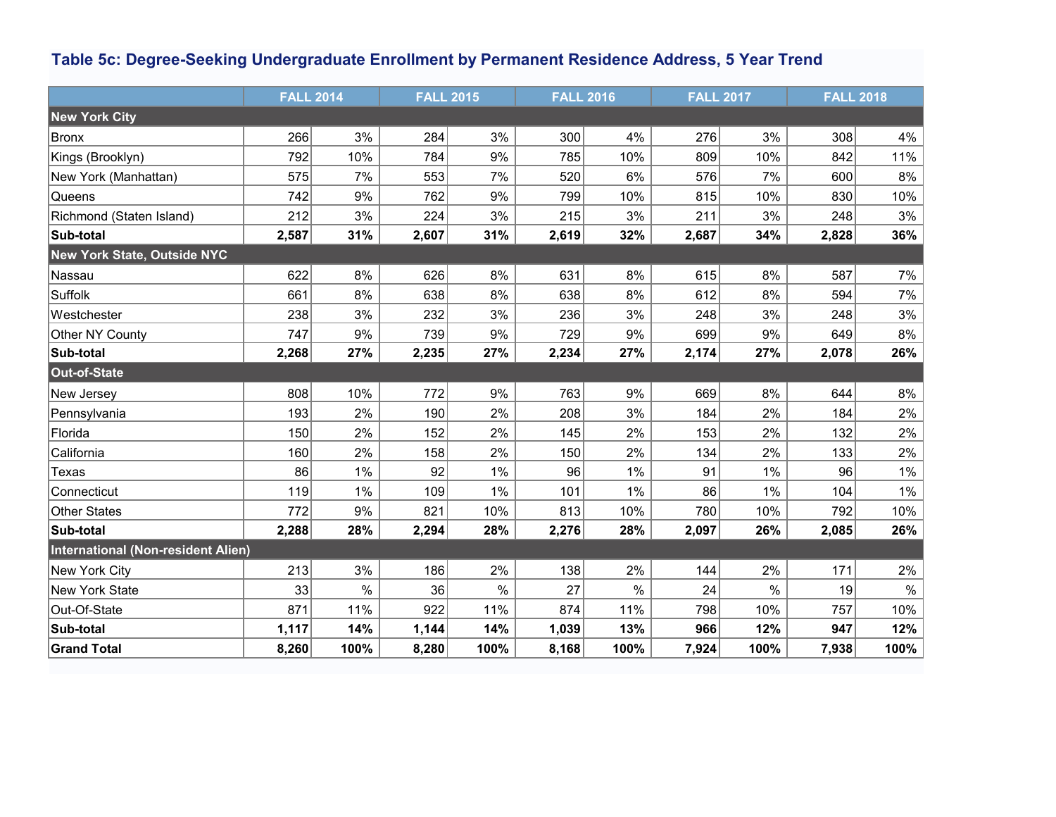### Table 5c: Degree-Seeking Undergraduate Enrollment by Permanent Residence Address, 5 Year Trend

| | FALL 2014 | | FALL 2015 | | FALL 2016 | | FALL 2017 | | FALL 2018 | |
|---|---|---|---|---|---|---|---|---|---|---|
| **New York City** | | | | | | | | | | |
| Bronx | 266 | 3% | 284 | 3% | 300 | 4% | 276 | 3% | 308 | 4% |
| Kings (Brooklyn) | 792 | 10% | 784 | 9% | 785 | 10% | 809 | 10% | 842 | 11% |
| New York (Manhattan) | 575 | 7% | 553 | 7% | 520 | 6% | 576 | 7% | 600 | 8% |
| Queens | 742 | 9% | 762 | 9% | 799 | 10% | 815 | 10% | 830 | 10% |
| Richmond (Staten Island) | 212 | 3% | 224 | 3% | 215 | 3% | 211 | 3% | 248 | 3% |
| **Sub-total** | **2,587** | **31%** | **2,607** | **31%** | **2,619** | **32%** | **2,687** | **34%** | **2,828** | **36%** |
| **New York State, Outside NYC** | | | | | | | | | | |
| Nassau | 622 | 8% | 626 | 8% | 631 | 8% | 615 | 8% | 587 | 7% |
| Suffolk | 661 | 8% | 638 | 8% | 638 | 8% | 612 | 8% | 594 | 7% |
| Westchester | 238 | 3% | 232 | 3% | 236 | 3% | 248 | 3% | 248 | 3% |
| Other NY County | 747 | 9% | 739 | 9% | 729 | 9% | 699 | 9% | 649 | 8% |
| **Sub-total** | **2,268** | **27%** | **2,235** | **27%** | **2,234** | **27%** | **2,174** | **27%** | **2,078** | **26%** |
| **Out-of-State** | | | | | | | | | | |
| New Jersey | 808 | 10% | 772 | 9% | 763 | 9% | 669 | 8% | 644 | 8% |
| Pennsylvania | 193 | 2% | 190 | 2% | 208 | 3% | 184 | 2% | 184 | 2% |
| Florida | 150 | 2% | 152 | 2% | 145 | 2% | 153 | 2% | 132 | 2% |
| California | 160 | 2% | 158 | 2% | 150 | 2% | 134 | 2% | 133 | 2% |
| Texas | 86 | 1% | 92 | 1% | 96 | 1% | 91 | 1% | 96 | 1% |
| Connecticut | 119 | 1% | 109 | 1% | 101 | 1% | 86 | 1% | 104 | 1% |
| Other States | 772 | 9% | 821 | 10% | 813 | 10% | 780 | 10% | 792 | 10% |
| **Sub-total** | **2,288** | **28%** | **2,294** | **28%** | **2,276** | **28%** | **2,097** | **26%** | **2,085** | **26%** |
| **International (Non-resident Alien)** | | | | | | | | | | |
| New York City | 213 | 3% | 186 | 2% | 138 | 2% | 144 | 2% | 171 | 2% |
| New York State | 33 | % | 36 | % | 27 | % | 24 | % | 19 | % |
| Out-Of-State | 871 | 11% | 922 | 11% | 874 | 11% | 798 | 10% | 757 | 10% |
| **Sub-total** | **1,117** | **14%** | **1,144** | **14%** | **1,039** | **13%** | **966** | **12%** | **947** | **12%** |
| **Grand Total** | **8,260** | **100%** | **8,280** | **100%** | **8,168** | **100%** | **7,924** | **100%** | **7,938** | **100%** |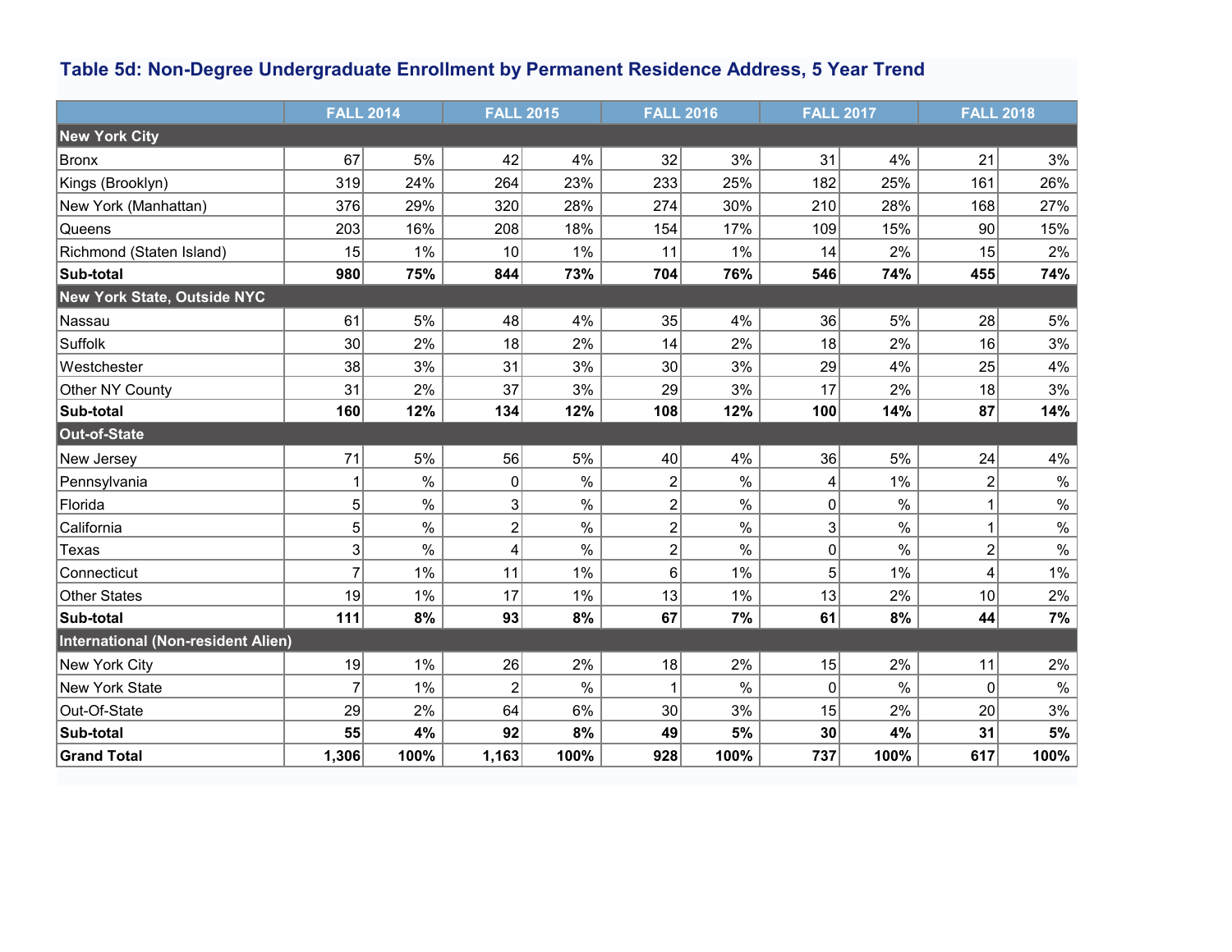### Table 5d: Non-Degree Undergraduate Enrollment by Permanent Residence Address, 5 Year Trend

| | FALL 2014 | | FALL 2015 | | FALL 2016 | | FALL 2017 | | FALL 2018 | |
|---|---|---|---|---|---|---|---|---|---|---|
| **New York City** | | | | | | | | | | |
| Bronx | 67 | 5% | 42 | 4% | 32 | 3% | 31 | 4% | 21 | 3% |
| Kings (Brooklyn) | 319 | 24% | 264 | 23% | 233 | 25% | 182 | 25% | 161 | 26% |
| New York (Manhattan) | 376 | 29% | 320 | 28% | 274 | 30% | 210 | 28% | 168 | 27% |
| Queens | 203 | 16% | 208 | 18% | 154 | 17% | 109 | 15% | 90 | 15% |
| Richmond (Staten Island) | 15 | 1% | 10 | 1% | 11 | 1% | 14 | 2% | 15 | 2% |
| **Sub-total** | **980** | **75%** | **844** | **73%** | **704** | **76%** | **546** | **74%** | **455** | **74%** |
| **New York State, Outside NYC** | | | | | | | | | | |
| Nassau | 61 | 5% | 48 | 4% | 35 | 4% | 36 | 5% | 28 | 5% |
| Suffolk | 30 | 2% | 18 | 2% | 14 | 2% | 18 | 2% | 16 | 3% |
| Westchester | 38 | 3% | 31 | 3% | 30 | 3% | 29 | 4% | 25 | 4% |
| Other NY County | 31 | 2% | 37 | 3% | 29 | 3% | 17 | 2% | 18 | 3% |
| **Sub-total** | **160** | **12%** | **134** | **12%** | **108** | **12%** | **100** | **14%** | **87** | **14%** |
| **Out-of-State** | | | | | | | | | | |
| New Jersey | 71 | 5% | 56 | 5% | 40 | 4% | 36 | 5% | 24 | 4% |
| Pennsylvania | 1 | % | 0 | % | 2 | % | 4 | 1% | 2 | % |
| Florida | 5 | % | 3 | % | 2 | % | 0 | % | 1 | % |
| California | 5 | % | 2 | % | 2 | % | 3 | % | 1 | % |
| Texas | 3 | % | 4 | % | 2 | % | 0 | % | 2 | % |
| Connecticut | 7 | 1% | 11 | 1% | 6 | 1% | 5 | 1% | 4 | 1% |
| Other States | 19 | 1% | 17 | 1% | 13 | 1% | 13 | 2% | 10 | 2% |
| **Sub-total** | **111** | **8%** | **93** | **8%** | **67** | **7%** | **61** | **8%** | **44** | **7%** |
| **International (Non-resident Alien)** | | | | | | | | | | |
| New York City | 19 | 1% | 26 | 2% | 18 | 2% | 15 | 2% | 11 | 2% |
| New York State | 7 | 1% | 2 | % | 1 | % | 0 | % | 0 | % |
| Out-Of-State | 29 | 2% | 64 | 6% | 30 | 3% | 15 | 2% | 20 | 3% |
| **Sub-total** | **55** | **4%** | **92** | **8%** | **49** | **5%** | **30** | **4%** | **31** | **5%** |
| **Grand Total** | **1,306** | **100%** | **1,163** | **100%** | **928** | **100%** | **737** | **100%** | **617** | **100%** |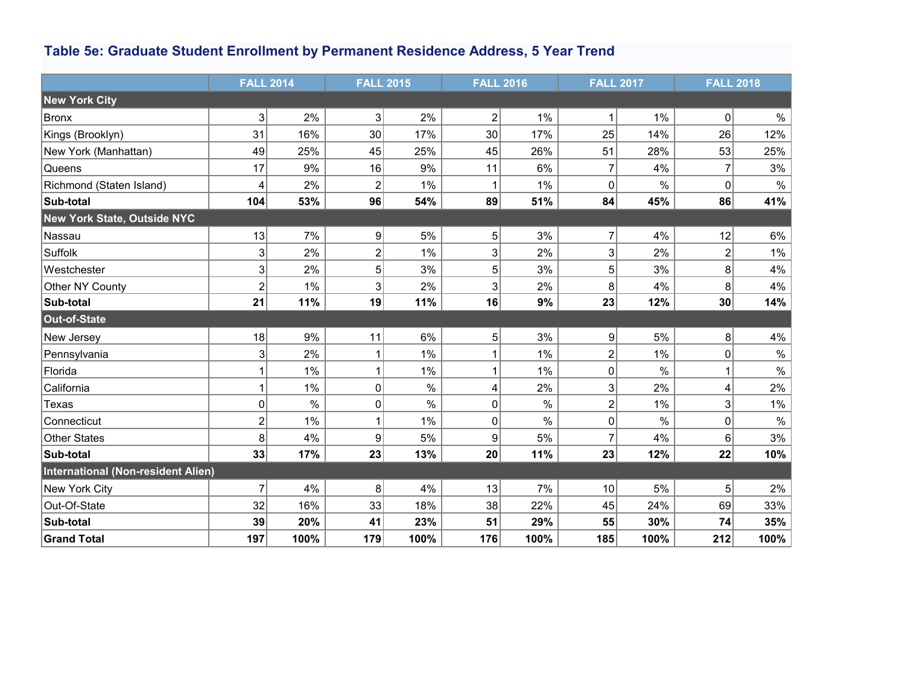### Table 5e: Graduate Student Enrollment by Permanent Residence Address, 5 Year Trend

| | FALL 2014 | | FALL 2015 | | FALL 2016 | | FALL 2017 | | FALL 2018 | |
|---|---|---|---|---|---|---|---|---|---|---|
| **New York City** | | | | | | | | | | |
| Bronx | 3 | 2% | 3 | 2% | 2 | 1% | 1 | 1% | 0 | % |
| Kings (Brooklyn) | 31 | 16% | 30 | 17% | 30 | 17% | 25 | 14% | 26 | 12% |
| New York (Manhattan) | 49 | 25% | 45 | 25% | 45 | 26% | 51 | 28% | 53 | 25% |
| Queens | 17 | 9% | 16 | 9% | 11 | 6% | 7 | 4% | 7 | 3% |
| Richmond (Staten Island) | 4 | 2% | 2 | 1% | 1 | 1% | 0 | % | 0 | % |
| **Sub-total** | **104** | **53%** | **96** | **54%** | **89** | **51%** | **84** | **45%** | **86** | **41%** |
| **New York State, Outside NYC** | | | | | | | | | | |
| Nassau | 13 | 7% | 9 | 5% | 5 | 3% | 7 | 4% | 12 | 6% |
| Suffolk | 3 | 2% | 2 | 1% | 3 | 2% | 3 | 2% | 2 | 1% |
| Westchester | 3 | 2% | 5 | 3% | 5 | 3% | 5 | 3% | 8 | 4% |
| Other NY County | 2 | 1% | 3 | 2% | 3 | 2% | 8 | 4% | 8 | 4% |
| **Sub-total** | **21** | **11%** | **19** | **11%** | **16** | **9%** | **23** | **12%** | **30** | **14%** |
| **Out-of-State** | | | | | | | | | | |
| New Jersey | 18 | 9% | 11 | 6% | 5 | 3% | 9 | 5% | 8 | 4% |
| Pennsylvania | 3 | 2% | 1 | 1% | 1 | 1% | 2 | 1% | 0 | % |
| Florida | 1 | 1% | 1 | 1% | 1 | 1% | 0 | % | 1 | % |
| California | 1 | 1% | 0 | % | 4 | 2% | 3 | 2% | 4 | 2% |
| Texas | 0 | % | 0 | % | 0 | % | 2 | 1% | 3 | 1% |
| Connecticut | 2 | 1% | 1 | 1% | 0 | % | 0 | % | 0 | % |
| Other States | 8 | 4% | 9 | 5% | 9 | 5% | 7 | 4% | 6 | 3% |
| **Sub-total** | **33** | **17%** | **23** | **13%** | **20** | **11%** | **23** | **12%** | **22** | **10%** |
| **International (Non-resident Alien)** | | | | | | | | | | |
| New York City | 7 | 4% | 8 | 4% | 13 | 7% | 10 | 5% | 5 | 2% |
| Out-Of-State | 32 | 16% | 33 | 18% | 38 | 22% | 45 | 24% | 69 | 33% |
| **Sub-total** | **39** | **20%** | **41** | **23%** | **51** | **29%** | **55** | **30%** | **74** | **35%** |
| **Grand Total** | **197** | **100%** | **179** | **100%** | **176** | **100%** | **185** | **100%** | **212** | **100%** |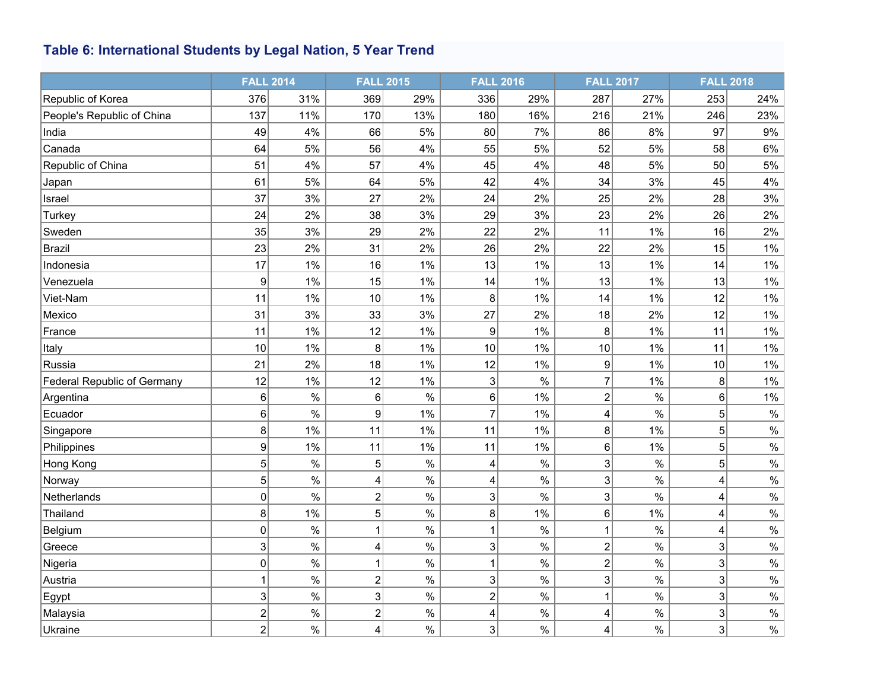### Table 6: International Students by Legal Nation, 5 Year Trend

| | FALL 2014 | | FALL 2015 | | FALL 2016 | | FALL 2017 | | FALL 2018 | |
|---|---|---|---|---|---|---|---|---|---|---|
| Republic of Korea | 376 | 31% | 369 | 29% | 336 | 29% | 287 | 27% | 253 | 24% |
| People's Republic of China | 137 | 11% | 170 | 13% | 180 | 16% | 216 | 21% | 246 | 23% |
| India | 49 | 4% | 66 | 5% | 80 | 7% | 86 | 8% | 97 | 9% |
| Canada | 64 | 5% | 56 | 4% | 55 | 5% | 52 | 5% | 58 | 6% |
| Republic of China | 51 | 4% | 57 | 4% | 45 | 4% | 48 | 5% | 50 | 5% |
| Japan | 61 | 5% | 64 | 5% | 42 | 4% | 34 | 3% | 45 | 4% |
| Israel | 37 | 3% | 27 | 2% | 24 | 2% | 25 | 2% | 28 | 3% |
| Turkey | 24 | 2% | 38 | 3% | 29 | 3% | 23 | 2% | 26 | 2% |
| Sweden | 35 | 3% | 29 | 2% | 22 | 2% | 11 | 1% | 16 | 2% |
| Brazil | 23 | 2% | 31 | 2% | 26 | 2% | 22 | 2% | 15 | 1% |
| Indonesia | 17 | 1% | 16 | 1% | 13 | 1% | 13 | 1% | 14 | 1% |
| Venezuela | 9 | 1% | 15 | 1% | 14 | 1% | 13 | 1% | 13 | 1% |
| Viet-Nam | 11 | 1% | 10 | 1% | 8 | 1% | 14 | 1% | 12 | 1% |
| Mexico | 31 | 3% | 33 | 3% | 27 | 2% | 18 | 2% | 12 | 1% |
| France | 11 | 1% | 12 | 1% | 9 | 1% | 8 | 1% | 11 | 1% |
| Italy | 10 | 1% | 8 | 1% | 10 | 1% | 10 | 1% | 11 | 1% |
| Russia | 21 | 2% | 18 | 1% | 12 | 1% | 9 | 1% | 10 | 1% |
| Federal Republic of Germany | 12 | 1% | 12 | 1% | 3 | % | 7 | 1% | 8 | 1% |
| Argentina | 6 | % | 6 | % | 6 | 1% | 2 | % | 6 | 1% |
| Ecuador | 6 | % | 9 | 1% | 7 | 1% | 4 | % | 5 | % |
| Singapore | 8 | 1% | 11 | 1% | 11 | 1% | 8 | 1% | 5 | % |
| Philippines | 9 | 1% | 11 | 1% | 11 | 1% | 6 | 1% | 5 | % |
| Hong Kong | 5 | % | 5 | % | 4 | % | 3 | % | 5 | % |
| Norway | 5 | % | 4 | % | 4 | % | 3 | % | 4 | % |
| Netherlands | 0 | % | 2 | % | 3 | % | 3 | % | 4 | % |
| Thailand | 8 | 1% | 5 | % | 8 | 1% | 6 | 1% | 4 | % |
| Belgium | 0 | % | 1 | % | 1 | % | 1 | % | 4 | % |
| Greece | 3 | % | 4 | % | 3 | % | 2 | % | 3 | % |
| Nigeria | 0 | % | 1 | % | 1 | % | 2 | % | 3 | % |
| Austria | 1 | % | 2 | % | 3 | % | 3 | % | 3 | % |
| Egypt | 3 | % | 3 | % | 2 | % | 1 | % | 3 | % |
| Malaysia | 2 | % | 2 | % | 4 | % | 4 | % | 3 | % |
| Ukraine | 2 | % | 4 | % | 3 | % | 4 | % | 3 | % |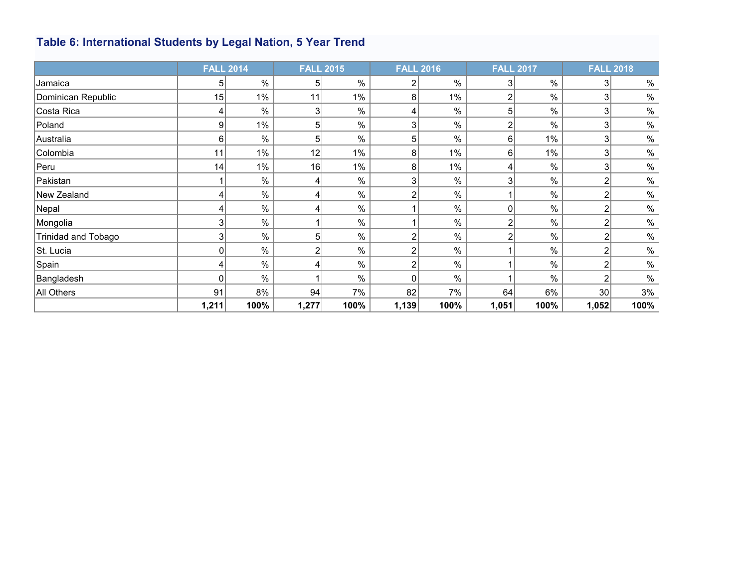### Table 6: International Students by Legal Nation, 5 Year Trend

| | FALL 2014 | | FALL 2015 | | FALL 2016 | | FALL 2017 | | FALL 2018 | |
|---|---|---|---|---|---|---|---|---|---|---|
| Jamaica | 5 | % | 5 | % | 2 | % | 3 | % | 3 | % |
| Dominican Republic | 15 | 1% | 11 | 1% | 8 | 1% | 2 | % | 3 | % |
| Costa Rica | 4 | % | 3 | % | 4 | % | 5 | % | 3 | % |
| Poland | 9 | 1% | 5 | % | 3 | % | 2 | % | 3 | % |
| Australia | 6 | % | 5 | % | 5 | % | 6 | 1% | 3 | % |
| Colombia | 11 | 1% | 12 | 1% | 8 | 1% | 6 | 1% | 3 | % |
| Peru | 14 | 1% | 16 | 1% | 8 | 1% | 4 | % | 3 | % |
| Pakistan | 1 | % | 4 | % | 3 | % | 3 | % | 2 | % |
| New Zealand | 4 | % | 4 | % | 2 | % | 1 | % | 2 | % |
| Nepal | 4 | % | 4 | % | 1 | % | 0 | % | 2 | % |
| Mongolia | 3 | % | 1 | % | 1 | % | 2 | % | 2 | % |
| Trinidad and Tobago | 3 | % | 5 | % | 2 | % | 2 | % | 2 | % |
| St. Lucia | 0 | % | 2 | % | 2 | % | 1 | % | 2 | % |
| Spain | 4 | % | 4 | % | 2 | % | 1 | % | 2 | % |
| Bangladesh | 0 | % | 1 | % | 0 | % | 1 | % | 2 | % |
| All Others | 91 | 8% | 94 | 7% | 82 | 7% | 64 | 6% | 30 | 3% |
| | **1,211** | **100%** | **1,277** | **100%** | **1,139** | **100%** | **1,051** | **100%** | **1,052** | **100%** |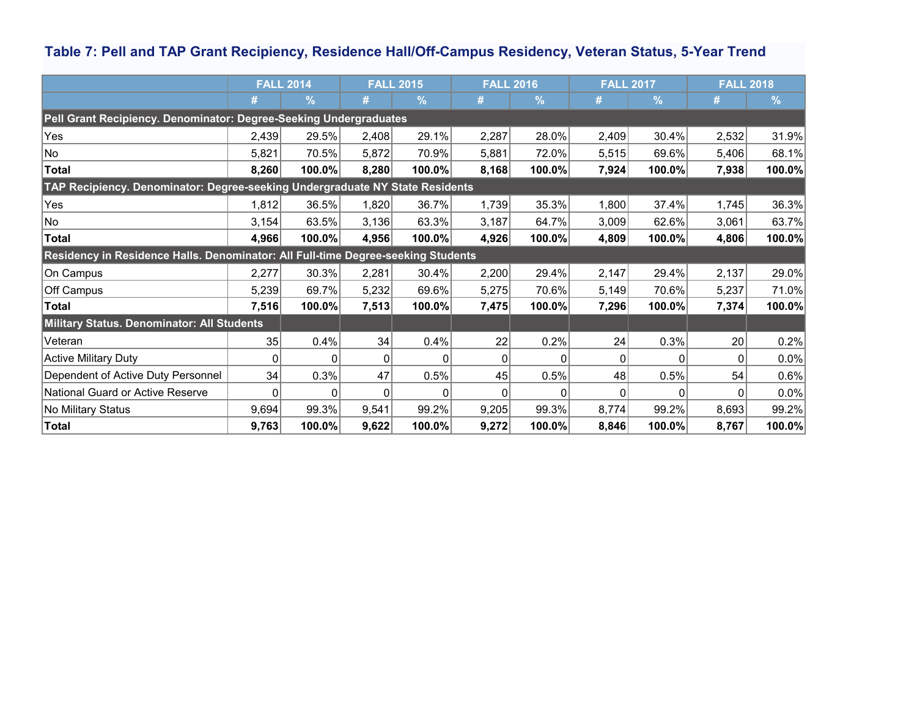### Table 7: Pell and TAP Grant Recipiency, Residence Hall/Off-Campus Residency, Veteran Status, 5-Year Trend

| | FALL 2014 | | FALL 2015 | | FALL 2016 | | FALL 2017 | | FALL 2018 | |
|---|---|---|---|---|---|---|---|---|---|---|
| | # | % | # | % | # | % | # | % | # | % |
| **Pell Grant Recipiency. Denominator: Degree-Seeking Undergraduates** | | | | | | | | | | |
| Yes | 2,439 | 29.5% | 2,408 | 29.1% | 2,287 | 28.0% | 2,409 | 30.4% | 2,532 | 31.9% |
| No | 5,821 | 70.5% | 5,872 | 70.9% | 5,881 | 72.0% | 5,515 | 69.6% | 5,406 | 68.1% |
| **Total** | **8,260** | **100.0%** | **8,280** | **100.0%** | **8,168** | **100.0%** | **7,924** | **100.0%** | **7,938** | **100.0%** |
| **TAP Recipiency. Denominator: Degree-seeking Undergraduate NY State Residents** | | | | | | | | | | |
| Yes | 1,812 | 36.5% | 1,820 | 36.7% | 1,739 | 35.3% | 1,800 | 37.4% | 1,745 | 36.3% |
| No | 3,154 | 63.5% | 3,136 | 63.3% | 3,187 | 64.7% | 3,009 | 62.6% | 3,061 | 63.7% |
| **Total** | **4,966** | **100.0%** | **4,956** | **100.0%** | **4,926** | **100.0%** | **4,809** | **100.0%** | **4,806** | **100.0%** |
| **Residency in Residence Halls. Denominator: All Full-time Degree-seeking Students** | | | | | | | | | | |
| On Campus | 2,277 | 30.3% | 2,281 | 30.4% | 2,200 | 29.4% | 2,147 | 29.4% | 2,137 | 29.0% |
| Off Campus | 5,239 | 69.7% | 5,232 | 69.6% | 5,275 | 70.6% | 5,149 | 70.6% | 5,237 | 71.0% |
| **Total** | **7,516** | **100.0%** | **7,513** | **100.0%** | **7,475** | **100.0%** | **7,296** | **100.0%** | **7,374** | **100.0%** |
| **Military Status. Denominator: All Students** | | | | | | | | | | |
| Veteran | 35 | 0.4% | 34 | 0.4% | 22 | 0.2% | 24 | 0.3% | 20 | 0.2% |
| Active Military Duty | 0 | 0 | 0 | 0 | 0 | 0 | 0 | 0 | 0 | 0.0% |
| Dependent of Active Duty Personnel | 34 | 0.3% | 47 | 0.5% | 45 | 0.5% | 48 | 0.5% | 54 | 0.6% |
| National Guard or Active Reserve | 0 | 0 | 0 | 0 | 0 | 0 | 0 | 0 | 0 | 0.0% |
| No Military Status | 9,694 | 99.3% | 9,541 | 99.2% | 9,205 | 99.3% | 8,774 | 99.2% | 8,693 | 99.2% |
| **Total** | **9,763** | **100.0%** | **9,622** | **100.0%** | **9,272** | **100.0%** | **8,846** | **100.0%** | **8,767** | **100.0%** |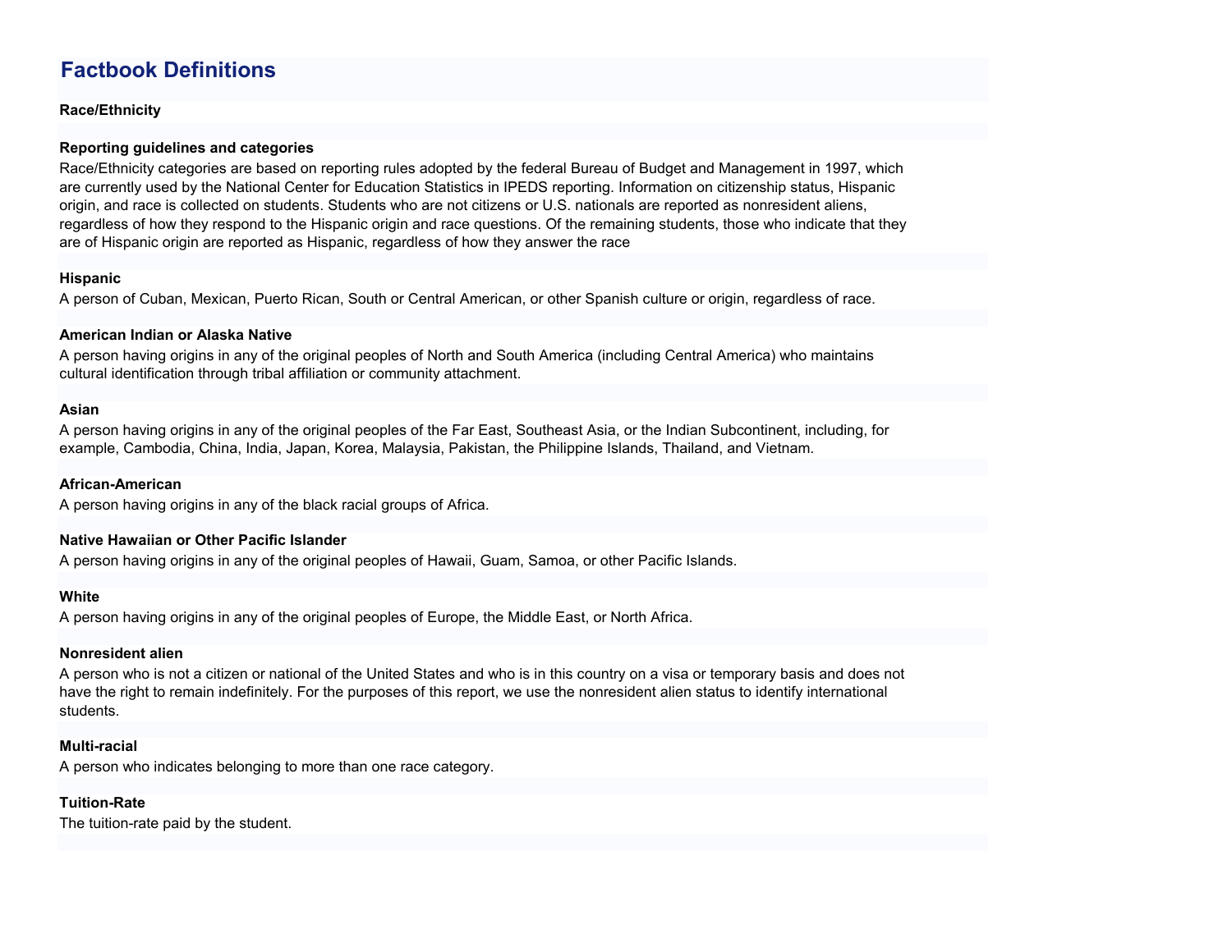# Factbook Definitions

**Race/Ethnicity**

**Reporting guidelines and categories**

Race/Ethnicity categories are based on reporting rules adopted by the federal Bureau of Budget and Management in 1997, which are currently used by the National Center for Education Statistics in IPEDS reporting. Information on citizenship status, Hispanic origin, and race is collected on students. Students who are not citizens or U.S. nationals are reported as nonresident aliens, regardless of how they respond to the Hispanic origin and race questions. Of the remaining students, those who indicate that they are of Hispanic origin are reported as Hispanic, regardless of how they answer the race

**Hispanic**

A person of Cuban, Mexican, Puerto Rican, South or Central American, or other Spanish culture or origin, regardless of race.

**American Indian or Alaska Native**

A person having origins in any of the original peoples of North and South America (including Central America) who maintains cultural identification through tribal affiliation or community attachment.

**Asian**

A person having origins in any of the original peoples of the Far East, Southeast Asia, or the Indian Subcontinent, including, for example, Cambodia, China, India, Japan, Korea, Malaysia, Pakistan, the Philippine Islands, Thailand, and Vietnam.

**African-American**

A person having origins in any of the black racial groups of Africa.

**Native Hawaiian or Other Pacific Islander**

A person having origins in any of the original peoples of Hawaii, Guam, Samoa, or other Pacific Islands.

**White**

A person having origins in any of the original peoples of Europe, the Middle East, or North Africa.

**Nonresident alien**

A person who is not a citizen or national of the United States and who is in this country on a visa or temporary basis and does not have the right to remain indefinitely. For the purposes of this report, we use the nonresident alien status to identify international students.

**Multi-racial**

A person who indicates belonging to more than one race category.

**Tuition-Rate**

The tuition-rate paid by the student.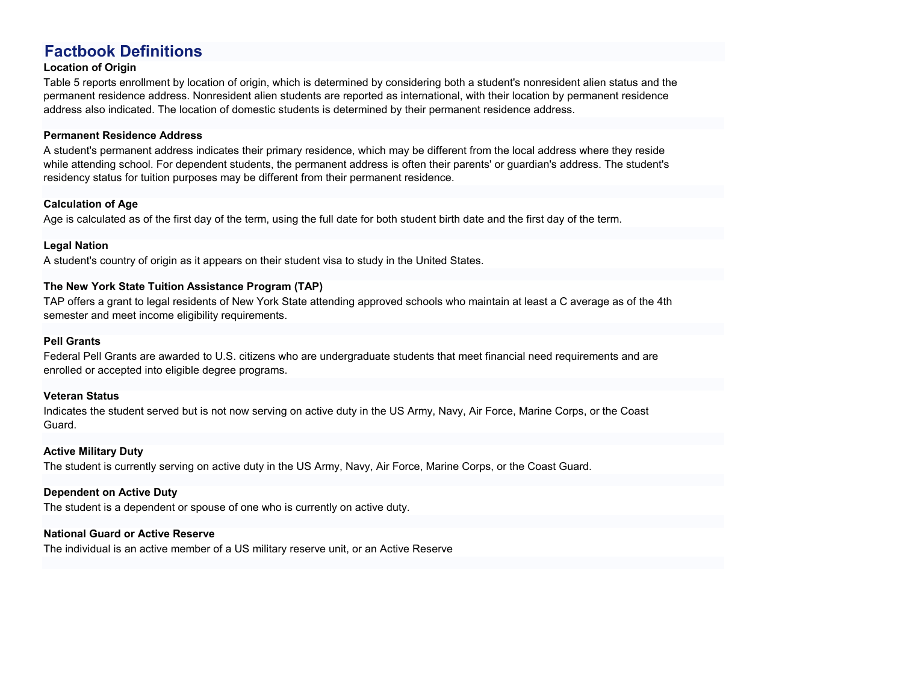# Factbook Definitions

### Location of Origin

Table 5 reports enrollment by location of origin, which is determined by considering both a student's nonresident alien status and the permanent residence address. Nonresident alien students are reported as international, with their location by permanent residence address also indicated. The location of domestic students is determined by their permanent residence address.

### Permanent Residence Address

A student's permanent address indicates their primary residence, which may be different from the local address where they reside while attending school. For dependent students, the permanent address is often their parents' or guardian's address. The student's residency status for tuition purposes may be different from their permanent residence.

### Calculation of Age

Age is calculated as of the first day of the term, using the full date for both student birth date and the first day of the term.

### Legal Nation

A student's country of origin as it appears on their student visa to study in the United States.

### The New York State Tuition Assistance Program (TAP)

TAP offers a grant to legal residents of New York State attending approved schools who maintain at least a C average as of the 4th semester and meet income eligibility requirements.

### Pell Grants

Federal Pell Grants are awarded to U.S. citizens who are undergraduate students that meet financial need requirements and are enrolled or accepted into eligible degree programs.

### Veteran Status

Indicates the student served but is not now serving on active duty in the US Army, Navy, Air Force, Marine Corps, or the Coast Guard.

### Active Military Duty

The student is currently serving on active duty in the US Army, Navy, Air Force, Marine Corps, or the Coast Guard.

### Dependent on Active Duty

The student is a dependent or spouse of one who is currently on active duty.

### National Guard or Active Reserve

The individual is an active member of a US military reserve unit, or an Active Reserve